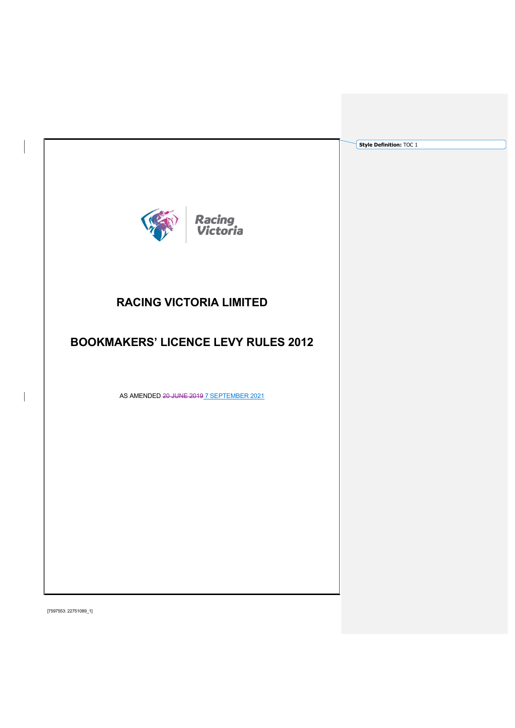# RACING VICTORIA LIMITED

# BOOKMAKERS' LICENCE LEVY RULES 2012

AS AMENDED ~~20 JUNE 2019~~ 7 SEPTEMBER 2021

Style Definition: TOC 1

[7597553: 22751089_1]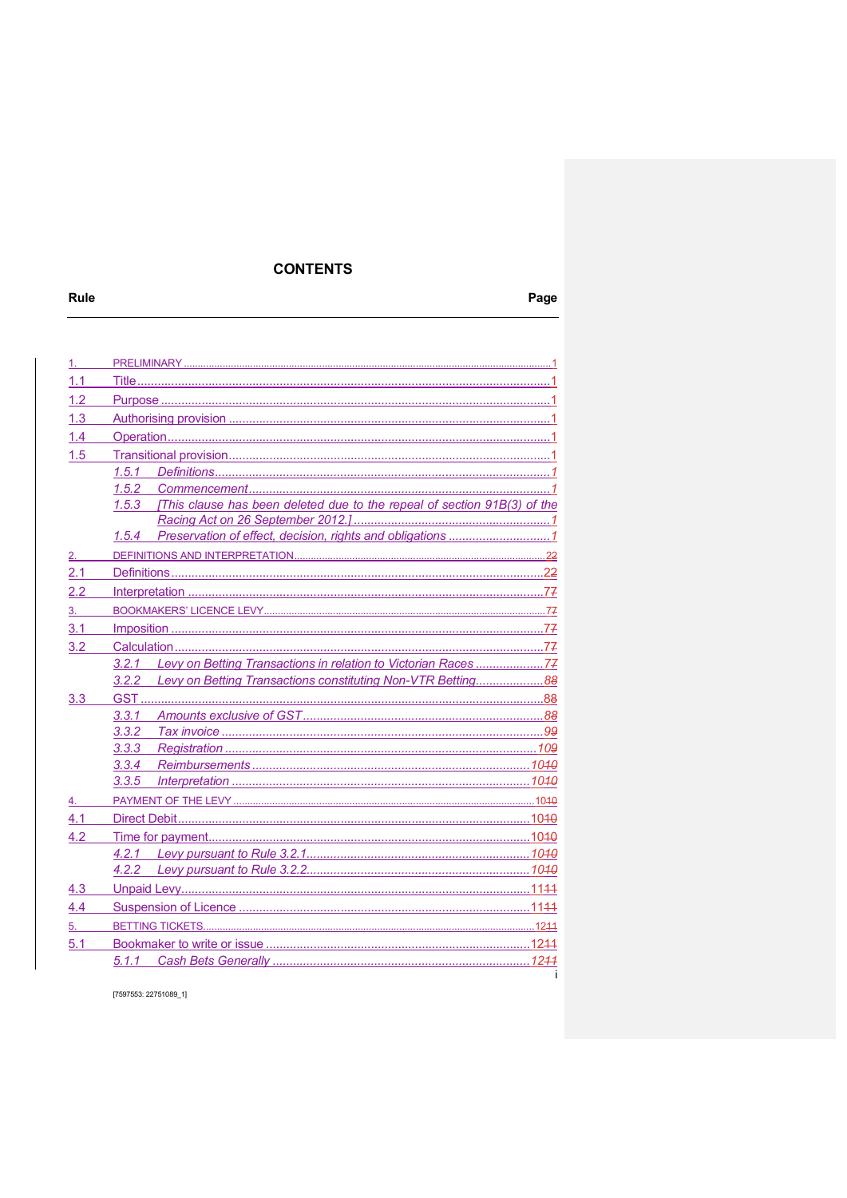# CONTENTS

| Rule | | Page |
|---|---|---|
| 1. | PRELIMINARY | 1 |
| 1.1 | Title | 1 |
| 1.2 | Purpose | 1 |
| 1.3 | Authorising provision | 1 |
| 1.4 | Operation | 1 |
| 1.5 | Transitional provision | 1 |
| *1.5.1* | *Definitions* | *1* |
| *1.5.2* | *Commencement* | *1* |
| *1.5.3* | *[This clause has been deleted due to the repeal of section 91B(3) of the Racing Act on 26 September 2012.]* | *1* |
| *1.5.4* | *Preservation of effect, decision, rights and obligations* | *1* |
| 2. | DEFINITIONS AND INTERPRETATION | 22 |
| 2.1 | Definitions | 22 |
| 2.2 | Interpretation | 77 |
| 3. | BOOKMAKERS' LICENCE LEVY | 77 |
| 3.1 | Imposition | 77 |
| 3.2 | Calculation | 77 |
| *3.2.1* | *Levy on Betting Transactions in relation to Victorian Races* | *77* |
| *3.2.2* | *Levy on Betting Transactions constituting Non-VTR Betting* | *88* |
| 3.3 | GST | 88 |
| *3.3.1* | *Amounts exclusive of GST* | *88* |
| *3.3.2* | *Tax invoice* | *99* |
| *3.3.3* | *Registration* | *109* |
| *3.3.4* | *Reimbursements* | *1010* |
| *3.3.5* | *Interpretation* | *1010* |
| 4. | PAYMENT OF THE LEVY | 1010 |
| 4.1 | Direct Debit | 1010 |
| 4.2 | Time for payment | 1010 |
| *4.2.1* | *Levy pursuant to Rule 3.2.1* | *1010* |
| *4.2.2* | *Levy pursuant to Rule 3.2.2* | *1010* |
| 4.3 | Unpaid Levy | 1111 |
| 4.4 | Suspension of Licence | 1111 |
| 5. | BETTING TICKETS | 1211 |
| 5.1 | Bookmaker to write or issue | 1211 |
| *5.1.1* | *Cash Bets Generally* | *1211* |

[7597553: 22751089_1]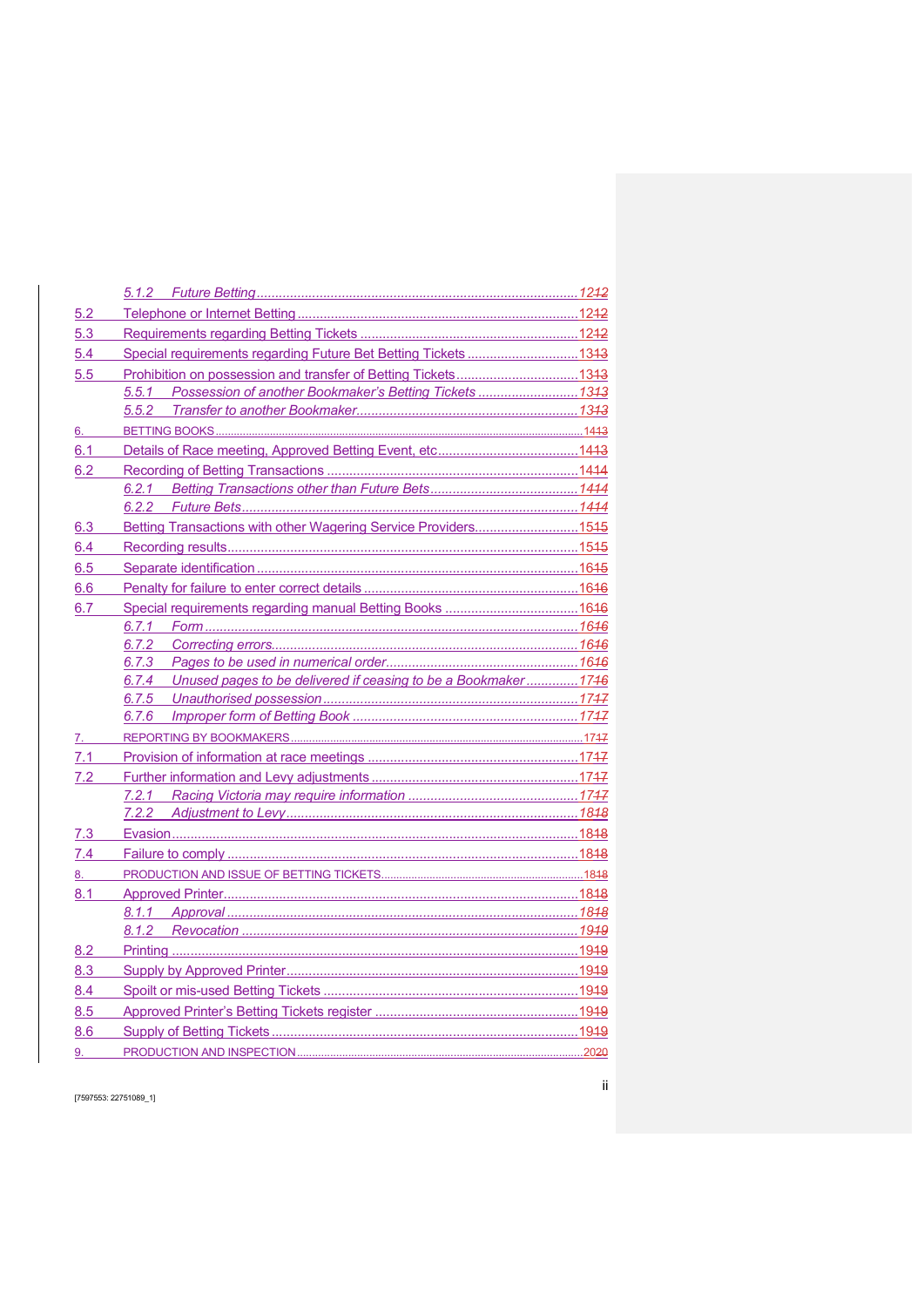5.1.2 *Future Betting* ........ 12~~12~~

5.2 Telephone or Internet Betting ........ 12~~12~~

5.3 Requirements regarding Betting Tickets ........ 12~~12~~

5.4 Special requirements regarding Future Bet Betting Tickets ........ 13~~13~~

5.5 Prohibition on possession and transfer of Betting Tickets ........ 13~~13~~

5.5.1 *Possession of another Bookmaker's Betting Tickets* ........ 13~~13~~

5.5.2 *Transfer to another Bookmaker* ........ 13~~13~~

6. BETTING BOOKS ........ 14~~13~~

6.1 Details of Race meeting, Approved Betting Event, etc ........ 14~~13~~

6.2 Recording of Betting Transactions ........ 14~~14~~

6.2.1 *Betting Transactions other than Future Bets* ........ 14~~14~~

6.2.2 *Future Bets* ........ 14~~14~~

6.3 Betting Transactions with other Wagering Service Providers ........ 15~~15~~

6.4 Recording results ........ 15~~15~~

6.5 Separate identification ........ 16~~15~~

6.6 Penalty for failure to enter correct details ........ 16~~16~~

6.7 Special requirements regarding manual Betting Books ........ 16~~16~~

6.7.1 *Form* ........ 16~~16~~

6.7.2 *Correcting errors* ........ 16~~16~~

6.7.3 *Pages to be used in numerical order* ........ 16~~16~~

6.7.4 *Unused pages to be delivered if ceasing to be a Bookmaker* ........ 17~~16~~

6.7.5 *Unauthorised possession* ........ 17~~17~~

6.7.6 *Improper form of Betting Book* ........ 17~~17~~

7. REPORTING BY BOOKMAKERS ........ 17~~17~~

7.1 Provision of information at race meetings ........ 17~~17~~

7.2 Further information and Levy adjustments ........ 17~~17~~

7.2.1 *Racing Victoria may require information* ........ 17~~17~~

7.2.2 *Adjustment to Levy* ........ 18~~18~~

7.3 Evasion ........ 18~~18~~

7.4 Failure to comply ........ 18~~18~~

8. PRODUCTION AND ISSUE OF BETTING TICKETS ........ 18~~18~~

8.1 Approved Printer ........ 18~~18~~

8.1.1 *Approval* ........ 18~~18~~

8.1.2 *Revocation* ........ 19~~19~~

8.2 Printing ........ 19~~19~~

8.3 Supply by Approved Printer ........ 19~~19~~

8.4 Spoilt or mis-used Betting Tickets ........ 19~~19~~

8.5 Approved Printer's Betting Tickets register ........ 19~~19~~

8.6 Supply of Betting Tickets ........ 19~~19~~

9. PRODUCTION AND INSPECTION ........ 20~~20~~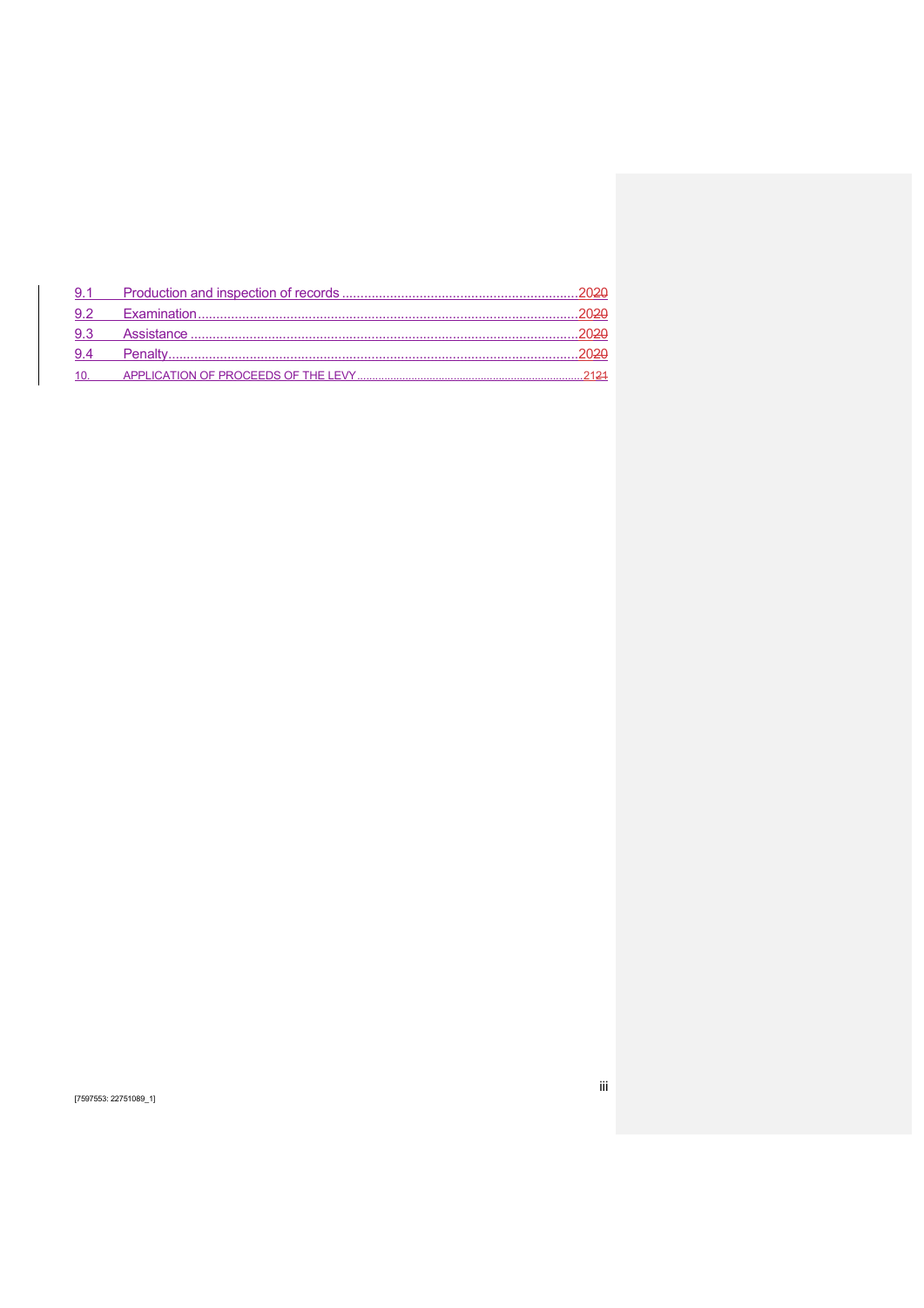| | | |
|---|---|---|
| 9.1 | Production and inspection of records | 2020 |
| 9.2 | Examination | 2020 |
| 9.3 | Assistance | 2020 |
| 9.4 | Penalty | 2020 |
| 10. | APPLICATION OF PROCEEDS OF THE LEVY | 2121 |

[7597553: 22751089_1]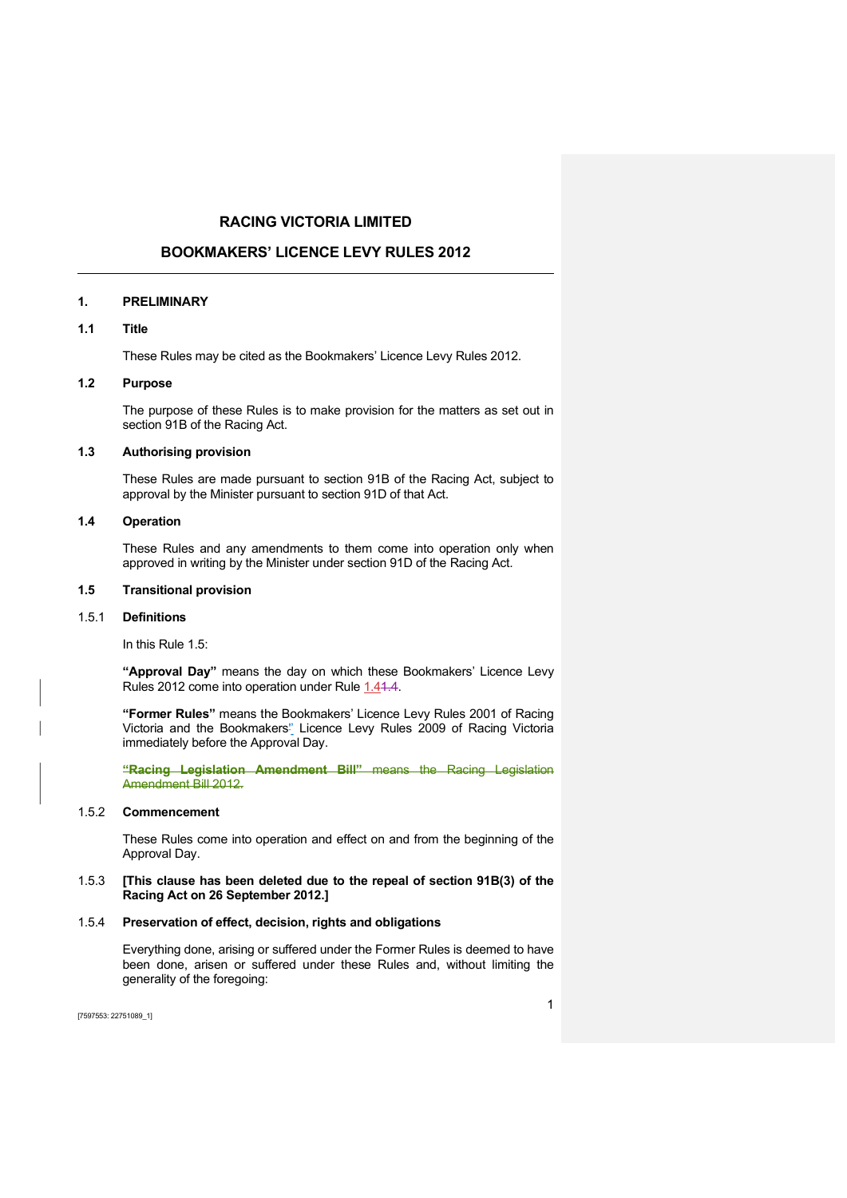# RACING VICTORIA LIMITED

## BOOKMAKERS' LICENCE LEVY RULES 2012

---

### 1. PRELIMINARY

#### 1.1 Title

These Rules may be cited as the Bookmakers' Licence Levy Rules 2012.

#### 1.2 Purpose

The purpose of these Rules is to make provision for the matters as set out in section 91B of the Racing Act.

#### 1.3 Authorising provision

These Rules are made pursuant to section 91B of the Racing Act, subject to approval by the Minister pursuant to section 91D of that Act.

#### 1.4 Operation

These Rules and any amendments to them come into operation only when approved in writing by the Minister under section 91D of the Racing Act.

#### 1.5 Transitional provision

##### 1.5.1 Definitions

In this Rule 1.5:

**"Approval Day"** means the day on which these Bookmakers' Licence Levy Rules 2012 come into operation under Rule 1.4.

**"Former Rules"** means the Bookmakers' Licence Levy Rules 2001 of Racing Victoria and the Bookmakers' Licence Levy Rules 2009 of Racing Victoria immediately before the Approval Day.

~~**"Racing Legislation Amendment Bill"** means the Racing Legislation Amendment Bill 2012.~~

##### 1.5.2 Commencement

These Rules come into operation and effect on and from the beginning of the Approval Day.

##### 1.5.3 [This clause has been deleted due to the repeal of section 91B(3) of the Racing Act on 26 September 2012.]

##### 1.5.4 Preservation of effect, decision, rights and obligations

Everything done, arising or suffered under the Former Rules is deemed to have been done, arisen or suffered under these Rules and, without limiting the generality of the foregoing: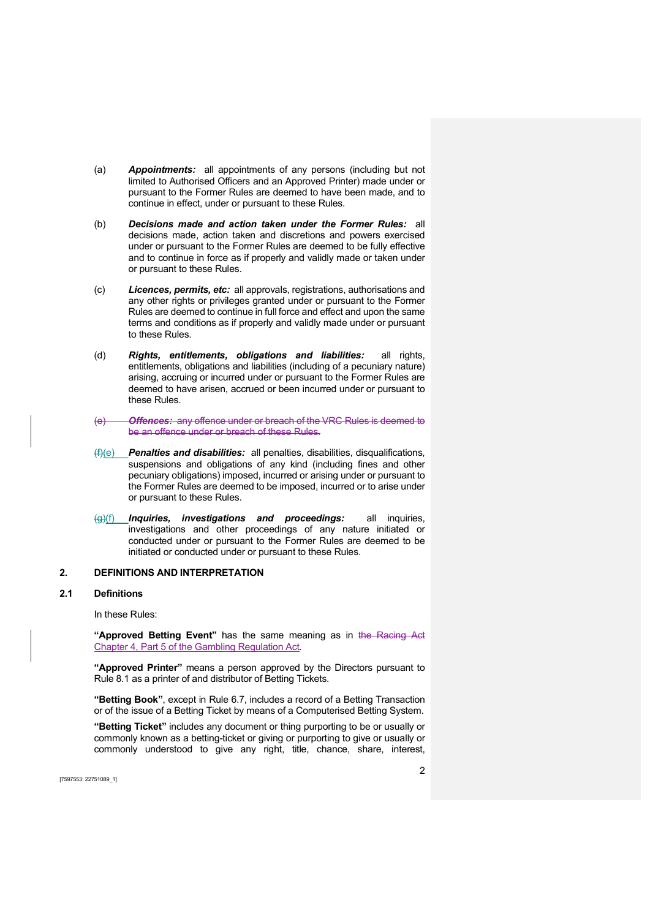(a) ***Appointments:*** all appointments of any persons (including but not limited to Authorised Officers and an Approved Printer) made under or pursuant to the Former Rules are deemed to have been made, and to continue in effect, under or pursuant to these Rules.

(b) ***Decisions made and action taken under the Former Rules:*** all decisions made, action taken and discretions and powers exercised under or pursuant to the Former Rules are deemed to be fully effective and to continue in force as if properly and validly made or taken under or pursuant to these Rules.

(c) ***Licences, permits, etc:*** all approvals, registrations, authorisations and any other rights or privileges granted under or pursuant to the Former Rules are deemed to continue in full force and effect and upon the same terms and conditions as if properly and validly made under or pursuant to these Rules.

(d) ***Rights, entitlements, obligations and liabilities:*** all rights, entitlements, obligations and liabilities (including of a pecuniary nature) arising, accruing or incurred under or pursuant to the Former Rules are deemed to have arisen, accrued or been incurred under or pursuant to these Rules.

~~(e) ***Offences:*** any offence under or breach of the VRC Rules is deemed to be an offence under or breach of these Rules.~~

~~(f)~~(e) ***Penalties and disabilities:*** all penalties, disabilities, disqualifications, suspensions and obligations of any kind (including fines and other pecuniary obligations) imposed, incurred or arising under or pursuant to the Former Rules are deemed to be imposed, incurred or to arise under or pursuant to these Rules.

~~(g)~~(f) ***Inquiries, investigations and proceedings:*** all inquiries, investigations and other proceedings of any nature initiated or conducted under or pursuant to the Former Rules are deemed to be initiated or conducted under or pursuant to these Rules.

## 2. DEFINITIONS AND INTERPRETATION

### 2.1 Definitions

In these Rules:

**"Approved Betting Event"** has the same meaning as in ~~the Racing Act~~ Chapter 4, Part 5 of the Gambling Regulation Act.

**"Approved Printer"** means a person approved by the Directors pursuant to Rule 8.1 as a printer of and distributor of Betting Tickets.

**"Betting Book"**, except in Rule 6.7, includes a record of a Betting Transaction or of the issue of a Betting Ticket by means of a Computerised Betting System.

**"Betting Ticket"** includes any document or thing purporting to be or usually or commonly known as a betting-ticket or giving or purporting to give or usually or commonly understood to give any right, title, chance, share, interest,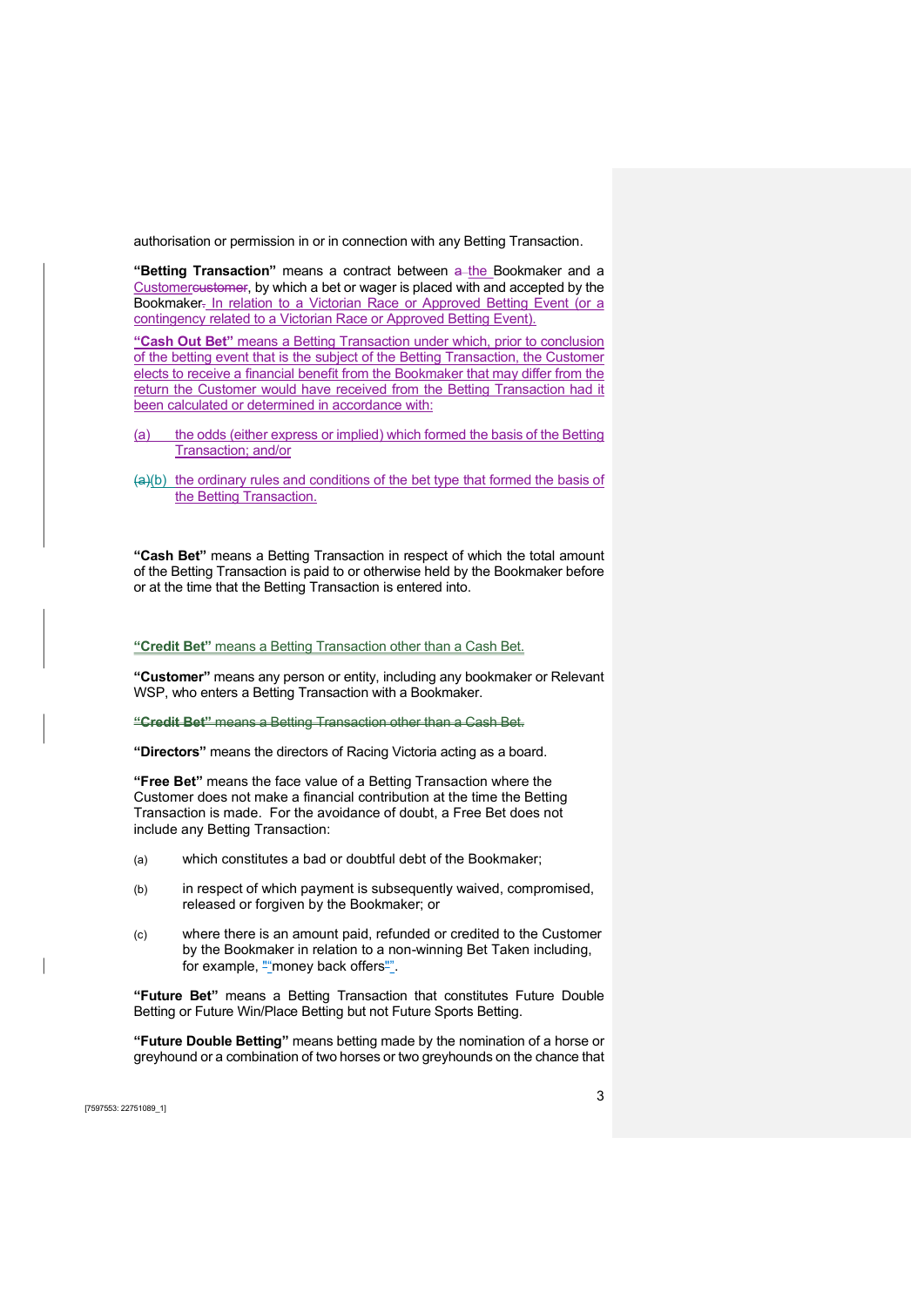authorisation or permission in or in connection with any Betting Transaction.

**"Betting Transaction"** means a contract between a the Bookmaker and a Customercustomer, by which a bet or wager is placed with and accepted by the Bookmaker. In relation to a Victorian Race or Approved Betting Event (or a contingency related to a Victorian Race or Approved Betting Event).

**"Cash Out Bet"** means a Betting Transaction under which, prior to conclusion of the betting event that is the subject of the Betting Transaction, the Customer elects to receive a financial benefit from the Bookmaker that may differ from the return the Customer would have received from the Betting Transaction had it been calculated or determined in accordance with:

(a) the odds (either express or implied) which formed the basis of the Betting Transaction; and/or

(a)(b) the ordinary rules and conditions of the bet type that formed the basis of the Betting Transaction.

**"Cash Bet"** means a Betting Transaction in respect of which the total amount of the Betting Transaction is paid to or otherwise held by the Bookmaker before or at the time that the Betting Transaction is entered into.

**"Credit Bet"** means a Betting Transaction other than a Cash Bet.

**"Customer"** means any person or entity, including any bookmaker or Relevant WSP, who enters a Betting Transaction with a Bookmaker.

~~**"Credit Bet"** means a Betting Transaction other than a Cash Bet.~~

**"Directors"** means the directors of Racing Victoria acting as a board.

**"Free Bet"** means the face value of a Betting Transaction where the Customer does not make a financial contribution at the time the Betting Transaction is made. For the avoidance of doubt, a Free Bet does not include any Betting Transaction:

(a) which constitutes a bad or doubtful debt of the Bookmaker;

(b) in respect of which payment is subsequently waived, compromised, released or forgiven by the Bookmaker; or

(c) where there is an amount paid, refunded or credited to the Customer by the Bookmaker in relation to a non-winning Bet Taken including, for example, ""money back offers"".

**"Future Bet"** means a Betting Transaction that constitutes Future Double Betting or Future Win/Place Betting but not Future Sports Betting.

**"Future Double Betting"** means betting made by the nomination of a horse or greyhound or a combination of two horses or two greyhounds on the chance that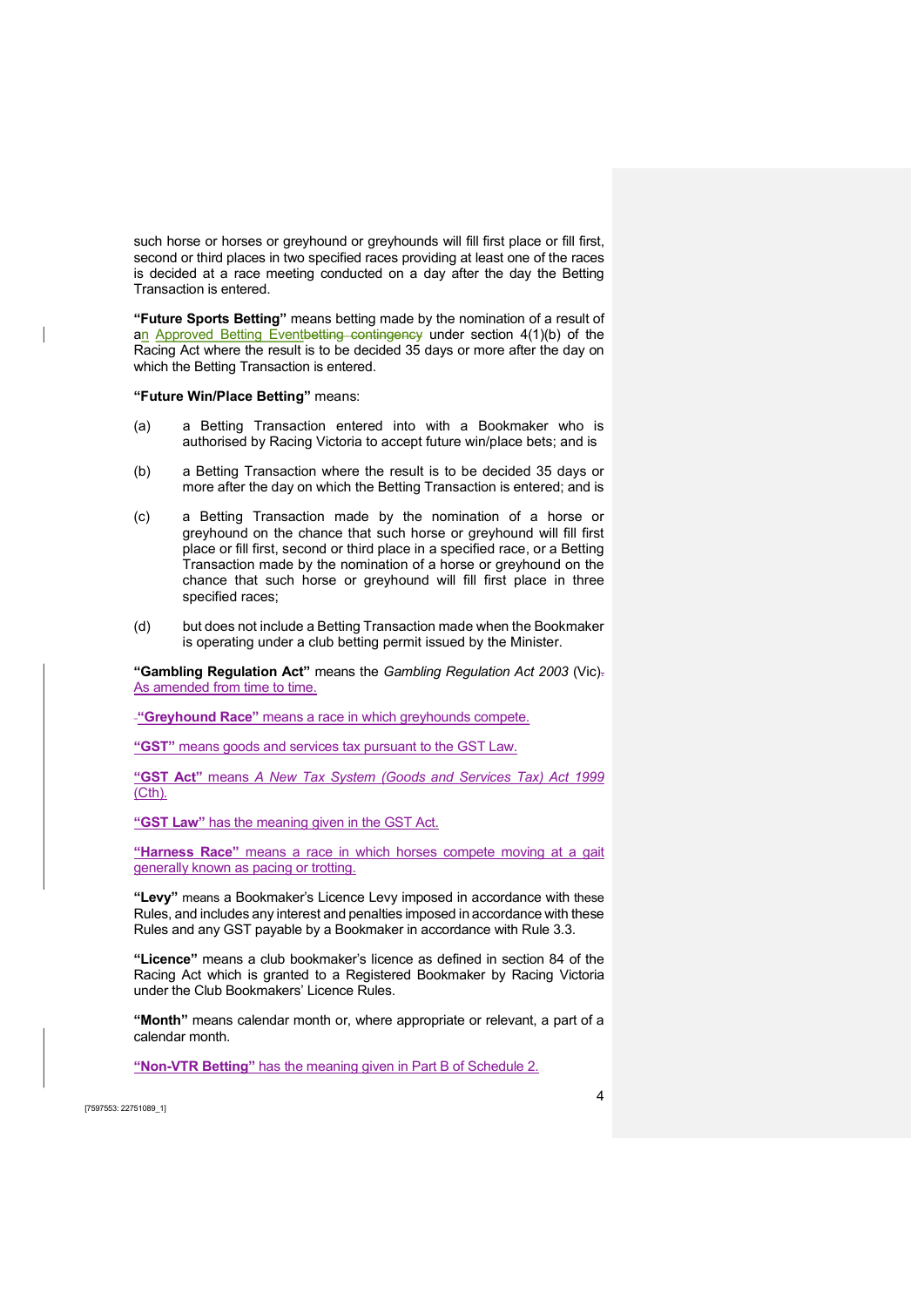such horse or horses or greyhound or greyhounds will fill first place or fill first, second or third places in two specified races providing at least one of the races is decided at a race meeting conducted on a day after the day the Betting Transaction is entered.

**"Future Sports Betting"** means betting made by the nomination of a result of an Approved Betting Eventbetting contingency under section 4(1)(b) of the Racing Act where the result is to be decided 35 days or more after the day on which the Betting Transaction is entered.

**"Future Win/Place Betting"** means:

(a) a Betting Transaction entered into with a Bookmaker who is authorised by Racing Victoria to accept future win/place bets; and is

(b) a Betting Transaction where the result is to be decided 35 days or more after the day on which the Betting Transaction is entered; and is

(c) a Betting Transaction made by the nomination of a horse or greyhound on the chance that such horse or greyhound will fill first place or fill first, second or third place in a specified race, or a Betting Transaction made by the nomination of a horse or greyhound on the chance that such horse or greyhound will fill first place in three specified races;

(d) but does not include a Betting Transaction made when the Bookmaker is operating under a club betting permit issued by the Minister.

**"Gambling Regulation Act"** means the *Gambling Regulation Act 2003* (Vic). As amended from time to time.

**"Greyhound Race"** means a race in which greyhounds compete.

**"GST"** means goods and services tax pursuant to the GST Law.

**"GST Act"** means *A New Tax System (Goods and Services Tax) Act 1999* (Cth).

**"GST Law"** has the meaning given in the GST Act.

**"Harness Race"** means a race in which horses compete moving at a gait generally known as pacing or trotting.

**"Levy"** means a Bookmaker's Licence Levy imposed in accordance with these Rules, and includes any interest and penalties imposed in accordance with these Rules and any GST payable by a Bookmaker in accordance with Rule 3.3.

**"Licence"** means a club bookmaker's licence as defined in section 84 of the Racing Act which is granted to a Registered Bookmaker by Racing Victoria under the Club Bookmakers' Licence Rules.

**"Month"** means calendar month or, where appropriate or relevant, a part of a calendar month.

**"Non-VTR Betting"** has the meaning given in Part B of Schedule 2.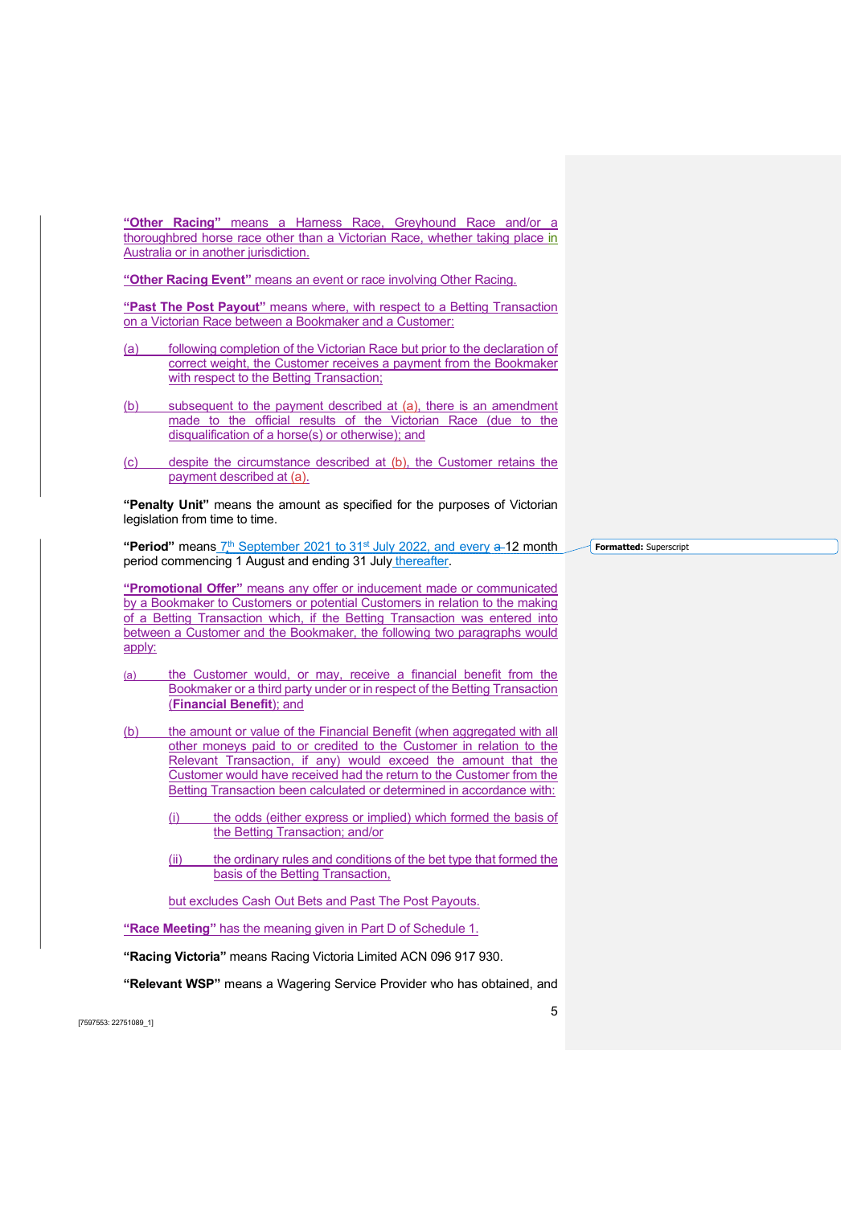**"Other Racing"** means a Harness Race, Greyhound Race and/or a thoroughbred horse race other than a Victorian Race, whether taking place in Australia or in another jurisdiction.

**"Other Racing Event"** means an event or race involving Other Racing.

**"Past The Post Payout"** means where, with respect to a Betting Transaction on a Victorian Race between a Bookmaker and a Customer:

(a) following completion of the Victorian Race but prior to the declaration of correct weight, the Customer receives a payment from the Bookmaker with respect to the Betting Transaction;

(b) subsequent to the payment described at (a), there is an amendment made to the official results of the Victorian Race (due to the disqualification of a horse(s) or otherwise); and

(c) despite the circumstance described at (b), the Customer retains the payment described at (a).

**"Penalty Unit"** means the amount as specified for the purposes of Victorian legislation from time to time.

**"Period"** means 7th September 2021 to 31st July 2022, and every a 12 month period commencing 1 August and ending 31 July thereafter.

**"Promotional Offer"** means any offer or inducement made or communicated by a Bookmaker to Customers or potential Customers in relation to the making of a Betting Transaction which, if the Betting Transaction was entered into between a Customer and the Bookmaker, the following two paragraphs would apply:

(a) the Customer would, or may, receive a financial benefit from the Bookmaker or a third party under or in respect of the Betting Transaction (**Financial Benefit**); and

(b) the amount or value of the Financial Benefit (when aggregated with all other moneys paid to or credited to the Customer in relation to the Relevant Transaction, if any) would exceed the amount that the Customer would have received had the return to the Customer from the Betting Transaction been calculated or determined in accordance with:

  (i) the odds (either express or implied) which formed the basis of the Betting Transaction; and/or

  (ii) the ordinary rules and conditions of the bet type that formed the basis of the Betting Transaction,

but excludes Cash Out Bets and Past The Post Payouts.

**"Race Meeting"** has the meaning given in Part D of Schedule 1.

**"Racing Victoria"** means Racing Victoria Limited ACN 096 917 930.

**"Relevant WSP"** means a Wagering Service Provider who has obtained, and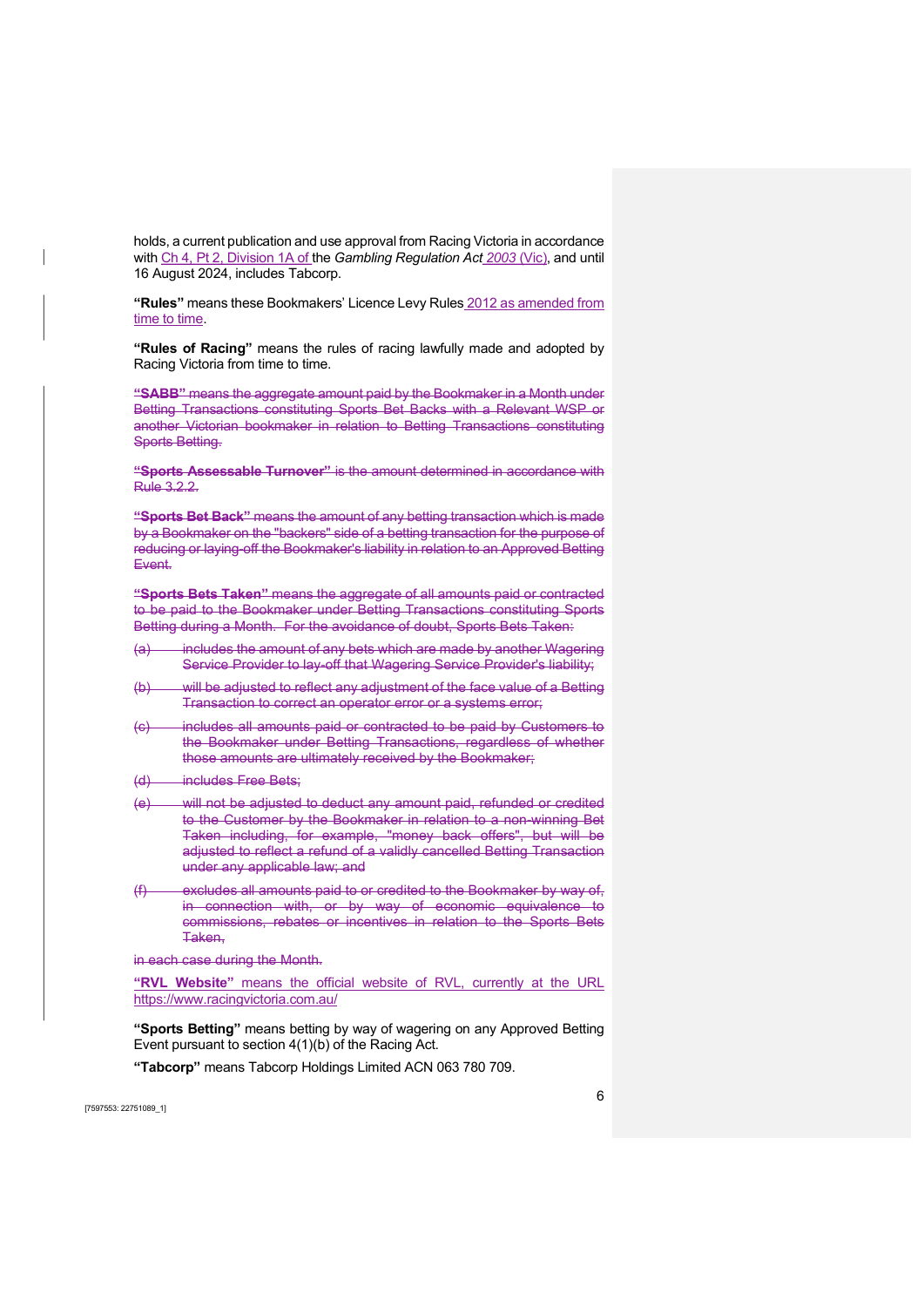holds, a current publication and use approval from Racing Victoria in accordance with Ch 4, Pt 2, Division 1A of the *Gambling Regulation Act 2003* (Vic), and until 16 August 2024, includes Tabcorp.

**"Rules"** means these Bookmakers' Licence Levy Rules 2012 as amended from time to time.

**"Rules of Racing"** means the rules of racing lawfully made and adopted by Racing Victoria from time to time.

~~**"SABB"** means the aggregate amount paid by the Bookmaker in a Month under Betting Transactions constituting Sports Bet Backs with a Relevant WSP or another Victorian bookmaker in relation to Betting Transactions constituting Sports Betting.~~

~~**"Sports Assessable Turnover"** is the amount determined in accordance with Rule 3.2.2.~~

~~**"Sports Bet Back"** means the amount of any betting transaction which is made by a Bookmaker on the "backers" side of a betting transaction for the purpose of reducing or laying-off the Bookmaker's liability in relation to an Approved Betting Event.~~

~~**"Sports Bets Taken"** means the aggregate of all amounts paid or contracted to be paid to the Bookmaker under Betting Transactions constituting Sports Betting during a Month. For the avoidance of doubt, Sports Bets Taken:~~

~~(a) includes the amount of any bets which are made by another Wagering Service Provider to lay-off that Wagering Service Provider's liability;~~

~~(b) will be adjusted to reflect any adjustment of the face value of a Betting Transaction to correct an operator error or a systems error;~~

~~(c) includes all amounts paid or contracted to be paid by Customers to the Bookmaker under Betting Transactions, regardless of whether those amounts are ultimately received by the Bookmaker;~~

~~(d) includes Free Bets;~~

~~(e) will not be adjusted to deduct any amount paid, refunded or credited to the Customer by the Bookmaker in relation to a non-winning Bet Taken including, for example, "money back offers", but will be adjusted to reflect a refund of a validly cancelled Betting Transaction under any applicable law; and~~

~~(f) excludes all amounts paid to or credited to the Bookmaker by way of, in connection with, or by way of economic equivalence to commissions, rebates or incentives in relation to the Sports Bets Taken,~~

~~in each case during the Month.~~

**"RVL Website"** means the official website of RVL, currently at the URL https://www.racingvictoria.com.au/

**"Sports Betting"** means betting by way of wagering on any Approved Betting Event pursuant to section 4(1)(b) of the Racing Act.

**"Tabcorp"** means Tabcorp Holdings Limited ACN 063 780 709.

[7597553: 22751089_1]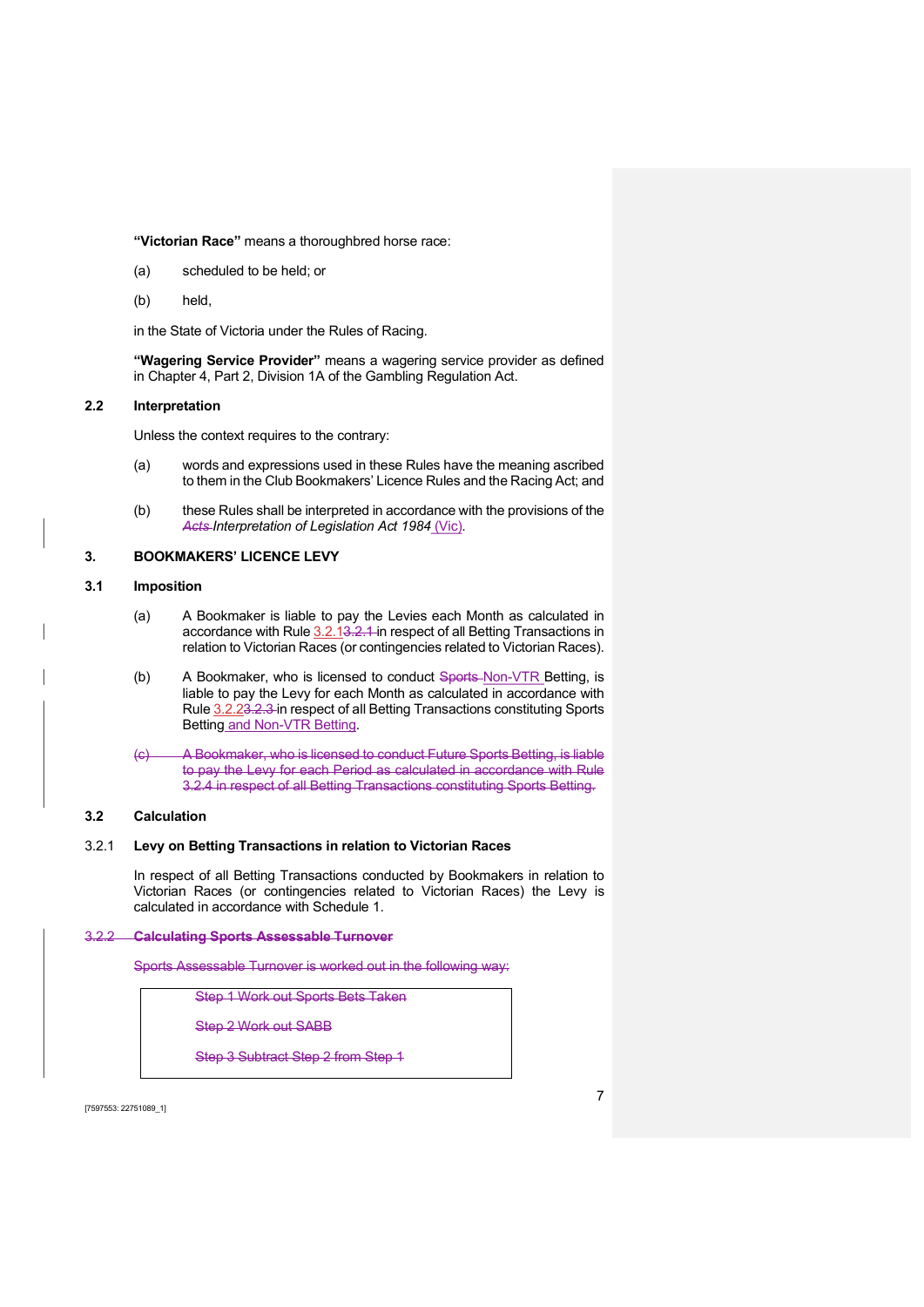**"Victorian Race"** means a thoroughbred horse race:

(a) scheduled to be held; or

(b) held,

in the State of Victoria under the Rules of Racing.

**"Wagering Service Provider"** means a wagering service provider as defined in Chapter 4, Part 2, Division 1A of the Gambling Regulation Act.

## 2.2 Interpretation

Unless the context requires to the contrary:

(a) words and expressions used in these Rules have the meaning ascribed to them in the Club Bookmakers' Licence Rules and the Racing Act; and

(b) these Rules shall be interpreted in accordance with the provisions of the ~~*Acts*~~ *Interpretation of Legislation Act 1984* (Vic).

# 3. BOOKMAKERS' LICENCE LEVY

## 3.1 Imposition

(a) A Bookmaker is liable to pay the Levies each Month as calculated in accordance with Rule 3.2.1~~3.2.1~~ in respect of all Betting Transactions in relation to Victorian Races (or contingencies related to Victorian Races).

(b) A Bookmaker, who is licensed to conduct ~~Sports~~ Non-VTR Betting, is liable to pay the Levy for each Month as calculated in accordance with Rule 3.2.2~~3.2.3~~ in respect of all Betting Transactions constituting Sports Betting and Non-VTR Betting.

~~(c) A Bookmaker, who is licensed to conduct Future Sports Betting, is liable to pay the Levy for each Period as calculated in accordance with Rule 3.2.4 in respect of all Betting Transactions constituting Sports Betting.~~

## 3.2 Calculation

### 3.2.1 Levy on Betting Transactions in relation to Victorian Races

In respect of all Betting Transactions conducted by Bookmakers in relation to Victorian Races (or contingencies related to Victorian Races) the Levy is calculated in accordance with Schedule 1.

### ~~3.2.2 Calculating Sports Assessable Turnover~~

~~Sports Assessable Turnover is worked out in the following way:~~

| |
|---|
| ~~Step 1 Work out Sports Bets Taken~~ |
| ~~Step 2 Work out SABB~~ |
| ~~Step 3 Subtract Step 2 from Step 1~~ |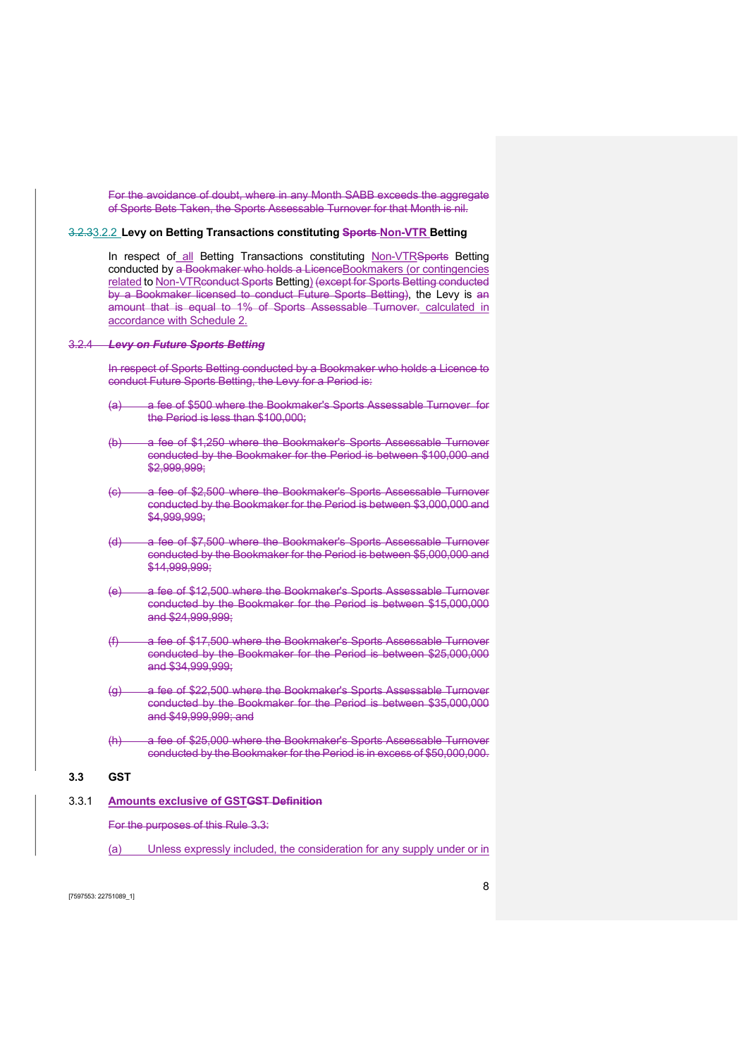~~For the avoidance of doubt, where in any Month SABB exceeds the aggregate of Sports Bets Taken, the Sports Assessable Turnover for that Month is nil.~~

### ~~3.2.3~~3.2.2 Levy on Betting Transactions constituting ~~Sports~~ Non-VTR Betting

In respect of all Betting Transactions constituting Non-VTR~~Sports~~ Betting conducted by ~~a Bookmaker who holds a Licence~~Bookmakers (or contingencies related to Non-VTR~~conduct Sports~~ Betting) ~~(except for Sports Betting conducted by a Bookmaker licensed to conduct Future Sports Betting)~~, the Levy is ~~an amount that is equal to 1% of Sports Assessable Turnover.~~ calculated in accordance with Schedule 2.

### ~~3.2.4 *Levy on Future Sports Betting*~~

~~In respect of Sports Betting conducted by a Bookmaker who holds a Licence to conduct Future Sports Betting, the Levy for a Period is:~~

~~(a) a fee of $500 where the Bookmaker's Sports Assessable Turnover for the Period is less than $100,000;~~

~~(b) a fee of $1,250 where the Bookmaker's Sports Assessable Turnover conducted by the Bookmaker for the Period is between $100,000 and $2,999,999;~~

~~(c) a fee of $2,500 where the Bookmaker's Sports Assessable Turnover conducted by the Bookmaker for the Period is between $3,000,000 and $4,999,999;~~

~~(d) a fee of $7,500 where the Bookmaker's Sports Assessable Turnover conducted by the Bookmaker for the Period is between $5,000,000 and $14,999,999;~~

~~(e) a fee of $12,500 where the Bookmaker's Sports Assessable Turnover conducted by the Bookmaker for the Period is between $15,000,000 and $24,999,999;~~

~~(f) a fee of $17,500 where the Bookmaker's Sports Assessable Turnover conducted by the Bookmaker for the Period is between $25,000,000 and $34,999,999;~~

~~(g) a fee of $22,500 where the Bookmaker's Sports Assessable Turnover conducted by the Bookmaker for the Period is between $35,000,000 and $49,999,999; and~~

~~(h) a fee of $25,000 where the Bookmaker's Sports Assessable Turnover conducted by the Bookmaker for the Period is in excess of $50,000,000.~~

## 3.3 GST

### 3.3.1 Amounts exclusive of GST~~GST Definition~~

~~For the purposes of this Rule 3.3:~~

(a) Unless expressly included, the consideration for any supply under or in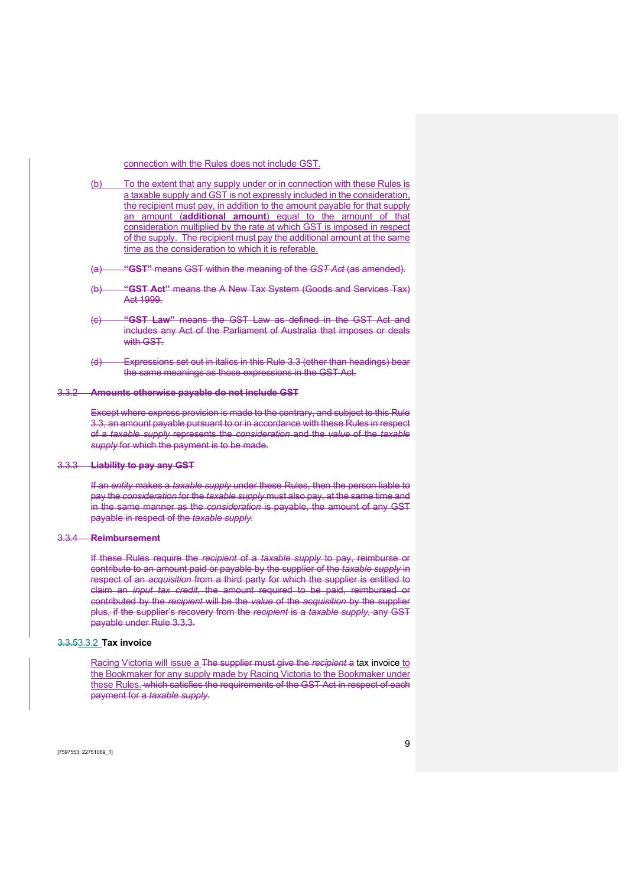connection with the Rules does not include GST.

(b) To the extent that any supply under or in connection with these Rules is a taxable supply and GST is not expressly included in the consideration, the recipient must pay, in addition to the amount payable for that supply an amount (**additional amount**) equal to the amount of that consideration multiplied by the rate at which GST is imposed in respect of the supply. The recipient must pay the additional amount at the same time as the consideration to which it is referable.

~~(a) **"GST"** means GST within the meaning of the *GST Act* (as amended).~~

~~(b) **"GST Act"** means the A New Tax System (Goods and Services Tax) Act 1999.~~

~~(c) **"GST Law"** means the GST Law as defined in the GST Act and includes any Act of the Parliament of Australia that imposes or deals with GST.~~

~~(d) Expressions set out in italics in this Rule 3.3 (other than headings) bear the same meanings as those expressions in the GST Act.~~

~~3.3.2 **Amounts otherwise payable do not include GST**~~

~~Except where express provision is made to the contrary, and subject to this Rule 3.3, an amount payable pursuant to or in accordance with these Rules in respect of a *taxable supply* represents the *consideration* and the *value* of the *taxable supply* for which the payment is to be made.~~

~~3.3.3 **Liability to pay any GST**~~

~~If an *entity* makes a *taxable supply* under these Rules, then the person liable to pay the *consideration* for the *taxable supply* must also pay, at the same time and in the same manner as the *consideration* is payable, the amount of any GST payable in respect of the *taxable supply*.~~

~~3.3.4 **Reimbursement**~~

~~If these Rules require the *recipient* of a *taxable supply* to pay, reimburse or contribute to an amount paid or payable by the supplier of the *taxable supply* in respect of an *acquisition* from a third party for which the supplier is entitled to claim an *input tax credit*, the amount required to be paid, reimbursed or contributed by the *recipient* will be the *value* of the *acquisition* by the supplier plus, if the supplier's recovery from the *recipient* is a *taxable supply*, any GST payable under Rule 3.3.3.~~

~~3.3.5~~3.3.2 **Tax invoice**

Racing Victoria will issue a ~~The supplier must give the *recipient* a~~ tax invoice to the Bookmaker for any supply made by Racing Victoria to the Bookmaker under these Rules. ~~which satisfies the requirements of the GST Act in respect of each payment for a *taxable supply*.~~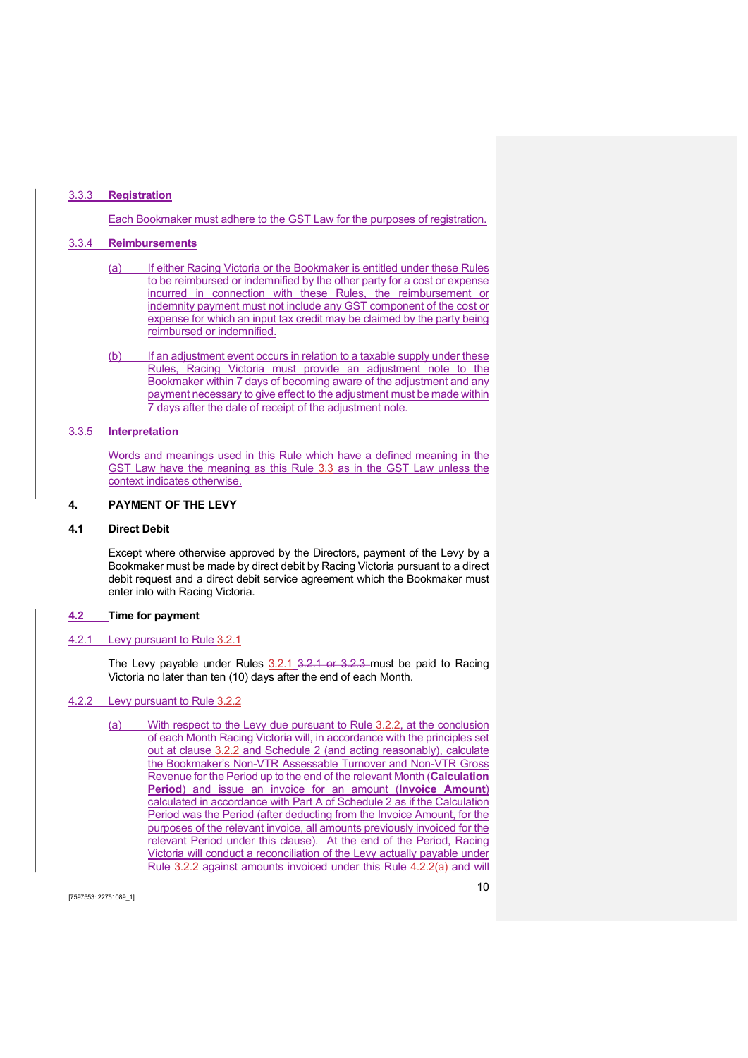### 3.3.3 Registration

Each Bookmaker must adhere to the GST Law for the purposes of registration.

### 3.3.4 Reimbursements

(a) If either Racing Victoria or the Bookmaker is entitled under these Rules to be reimbursed or indemnified by the other party for a cost or expense incurred in connection with these Rules, the reimbursement or indemnity payment must not include any GST component of the cost or expense for which an input tax credit may be claimed by the party being reimbursed or indemnified.

(b) If an adjustment event occurs in relation to a taxable supply under these Rules, Racing Victoria must provide an adjustment note to the Bookmaker within 7 days of becoming aware of the adjustment and any payment necessary to give effect to the adjustment must be made within 7 days after the date of receipt of the adjustment note.

### 3.3.5 Interpretation

Words and meanings used in this Rule which have a defined meaning in the GST Law have the meaning as this Rule 3.3 as in the GST Law unless the context indicates otherwise.

## 4. PAYMENT OF THE LEVY

### 4.1 Direct Debit

Except where otherwise approved by the Directors, payment of the Levy by a Bookmaker must be made by direct debit by Racing Victoria pursuant to a direct debit request and a direct debit service agreement which the Bookmaker must enter into with Racing Victoria.

### 4.2 Time for payment

#### 4.2.1 Levy pursuant to Rule 3.2.1

The Levy payable under Rules 3.2.1 ~~3.2.1 or 3.2.3~~ must be paid to Racing Victoria no later than ten (10) days after the end of each Month.

#### 4.2.2 Levy pursuant to Rule 3.2.2

(a) With respect to the Levy due pursuant to Rule 3.2.2, at the conclusion of each Month Racing Victoria will, in accordance with the principles set out at clause 3.2.2 and Schedule 2 (and acting reasonably), calculate the Bookmaker's Non-VTR Assessable Turnover and Non-VTR Gross Revenue for the Period up to the end of the relevant Month (**Calculation Period**) and issue an invoice for an amount (**Invoice Amount**) calculated in accordance with Part A of Schedule 2 as if the Calculation Period was the Period (after deducting from the Invoice Amount, for the purposes of the relevant invoice, all amounts previously invoiced for the relevant Period under this clause). At the end of the Period, Racing Victoria will conduct a reconciliation of the Levy actually payable under Rule 3.2.2 against amounts invoiced under this Rule 4.2.2(a) and will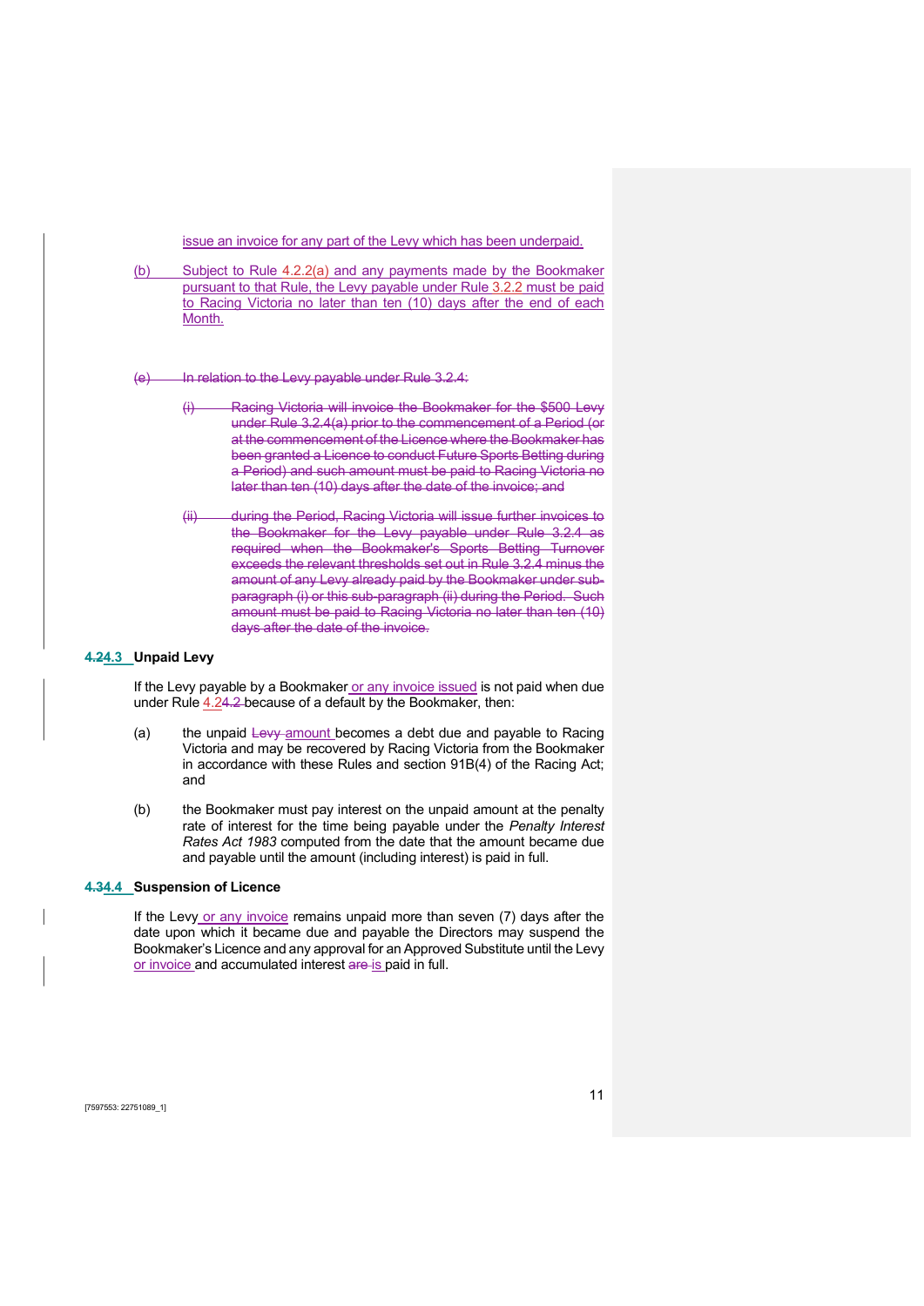issue an invoice for any part of the Levy which has been underpaid.

(b) Subject to Rule 4.2.2(a) and any payments made by the Bookmaker pursuant to that Rule, the Levy payable under Rule 3.2.2 must be paid to Racing Victoria no later than ten (10) days after the end of each Month.

~~(c) In relation to the Levy payable under Rule 3.2.4:~~

~~(i) Racing Victoria will invoice the Bookmaker for the $500 Levy under Rule 3.2.4(a) prior to the commencement of a Period (or at the commencement of the Licence where the Bookmaker has been granted a Licence to conduct Future Sports Betting during a Period) and such amount must be paid to Racing Victoria no later than ten (10) days after the date of the invoice; and~~

~~(ii) during the Period, Racing Victoria will issue further invoices to the Bookmaker for the Levy payable under Rule 3.2.4 as required when the Bookmaker's Sports Betting Turnover exceeds the relevant thresholds set out in Rule 3.2.4 minus the amount of any Levy already paid by the Bookmaker under sub-paragraph (i) or this sub-paragraph (ii) during the Period. Such amount must be paid to Racing Victoria no later than ten (10) days after the date of the invoice.~~

### ~~4.2~~4.3 Unpaid Levy

If the Levy payable by a Bookmaker or any invoice issued is not paid when due under Rule 4.2~~4.2~~ because of a default by the Bookmaker, then:

(a) the unpaid ~~Levy~~ amount becomes a debt due and payable to Racing Victoria and may be recovered by Racing Victoria from the Bookmaker in accordance with these Rules and section 91B(4) of the Racing Act; and

(b) the Bookmaker must pay interest on the unpaid amount at the penalty rate of interest for the time being payable under the *Penalty Interest Rates Act 1983* computed from the date that the amount became due and payable until the amount (including interest) is paid in full.

### ~~4.3~~4.4 Suspension of Licence

If the Levy or any invoice remains unpaid more than seven (7) days after the date upon which it became due and payable the Directors may suspend the Bookmaker's Licence and any approval for an Approved Substitute until the Levy or invoice and accumulated interest ~~are~~ is paid in full.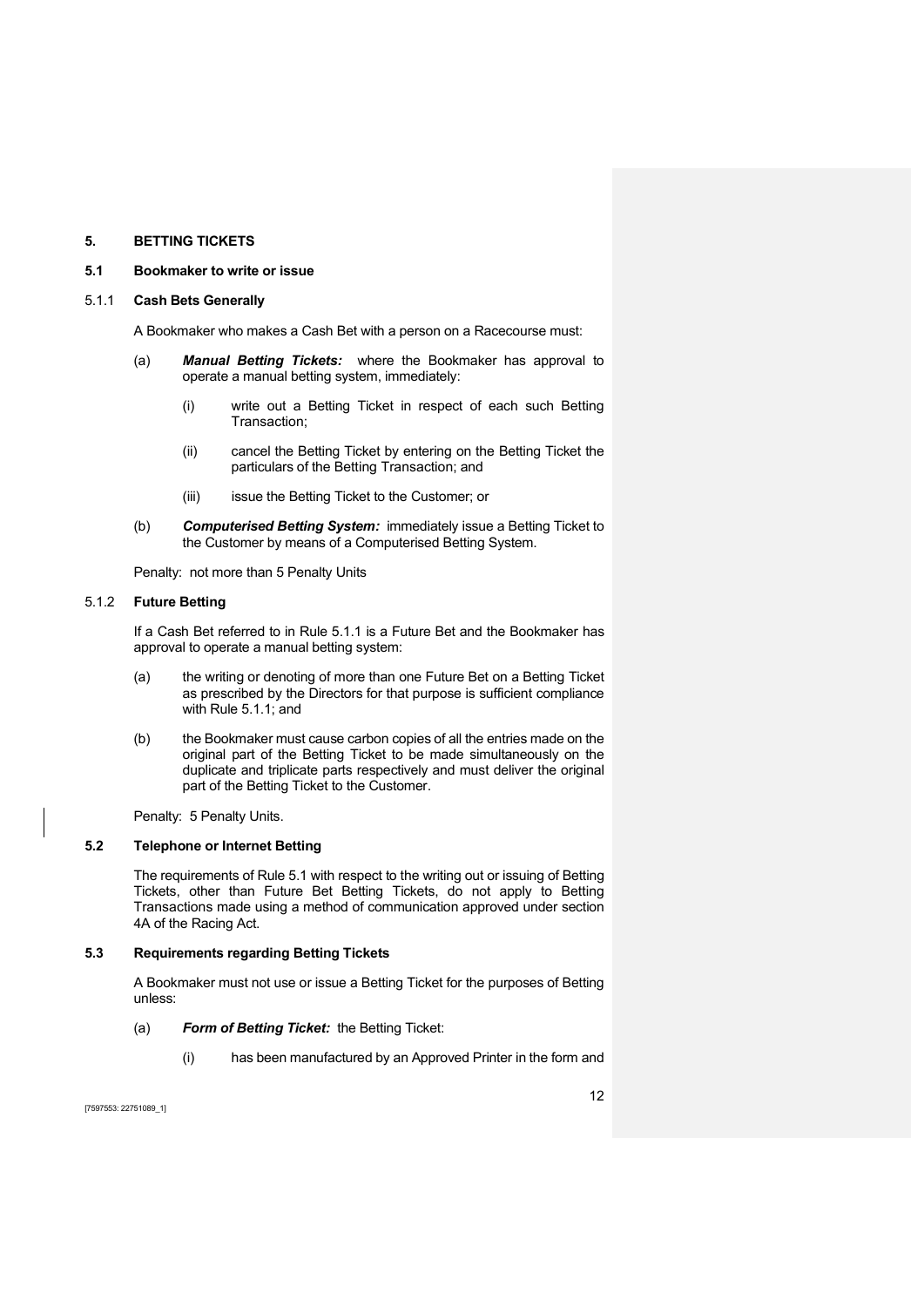## 5. BETTING TICKETS

### 5.1 Bookmaker to write or issue

#### 5.1.1 Cash Bets Generally

A Bookmaker who makes a Cash Bet with a person on a Racecourse must:

(a) ***Manual Betting Tickets:*** where the Bookmaker has approval to operate a manual betting system, immediately:

  (i) write out a Betting Ticket in respect of each such Betting Transaction;

  (ii) cancel the Betting Ticket by entering on the Betting Ticket the particulars of the Betting Transaction; and

  (iii) issue the Betting Ticket to the Customer; or

(b) ***Computerised Betting System:*** immediately issue a Betting Ticket to the Customer by means of a Computerised Betting System.

Penalty: not more than 5 Penalty Units

#### 5.1.2 Future Betting

If a Cash Bet referred to in Rule 5.1.1 is a Future Bet and the Bookmaker has approval to operate a manual betting system:

(a) the writing or denoting of more than one Future Bet on a Betting Ticket as prescribed by the Directors for that purpose is sufficient compliance with Rule 5.1.1; and

(b) the Bookmaker must cause carbon copies of all the entries made on the original part of the Betting Ticket to be made simultaneously on the duplicate and triplicate parts respectively and must deliver the original part of the Betting Ticket to the Customer.

Penalty: 5 Penalty Units.

### 5.2 Telephone or Internet Betting

The requirements of Rule 5.1 with respect to the writing out or issuing of Betting Tickets, other than Future Bet Betting Tickets, do not apply to Betting Transactions made using a method of communication approved under section 4A of the Racing Act.

### 5.3 Requirements regarding Betting Tickets

A Bookmaker must not use or issue a Betting Ticket for the purposes of Betting unless:

(a) ***Form of Betting Ticket:*** the Betting Ticket:

  (i) has been manufactured by an Approved Printer in the form and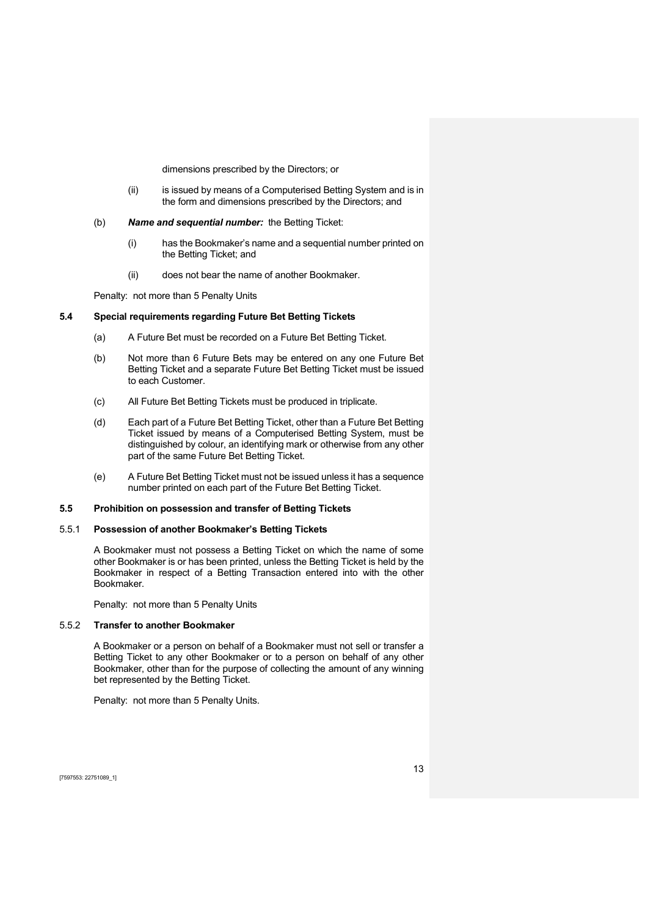dimensions prescribed by the Directors; or

(ii) is issued by means of a Computerised Betting System and is in the form and dimensions prescribed by the Directors; and

(b) ***Name and sequential number:*** the Betting Ticket:

(i) has the Bookmaker's name and a sequential number printed on the Betting Ticket; and

(ii) does not bear the name of another Bookmaker.

Penalty: not more than 5 Penalty Units

### 5.4 Special requirements regarding Future Bet Betting Tickets

(a) A Future Bet must be recorded on a Future Bet Betting Ticket.

(b) Not more than 6 Future Bets may be entered on any one Future Bet Betting Ticket and a separate Future Bet Betting Ticket must be issued to each Customer.

(c) All Future Bet Betting Tickets must be produced in triplicate.

(d) Each part of a Future Bet Betting Ticket, other than a Future Bet Betting Ticket issued by means of a Computerised Betting System, must be distinguished by colour, an identifying mark or otherwise from any other part of the same Future Bet Betting Ticket.

(e) A Future Bet Betting Ticket must not be issued unless it has a sequence number printed on each part of the Future Bet Betting Ticket.

### 5.5 Prohibition on possession and transfer of Betting Tickets

#### 5.5.1 Possession of another Bookmaker's Betting Tickets

A Bookmaker must not possess a Betting Ticket on which the name of some other Bookmaker is or has been printed, unless the Betting Ticket is held by the Bookmaker in respect of a Betting Transaction entered into with the other Bookmaker.

Penalty: not more than 5 Penalty Units

#### 5.5.2 Transfer to another Bookmaker

A Bookmaker or a person on behalf of a Bookmaker must not sell or transfer a Betting Ticket to any other Bookmaker or to a person on behalf of any other Bookmaker, other than for the purpose of collecting the amount of any winning bet represented by the Betting Ticket.

Penalty: not more than 5 Penalty Units.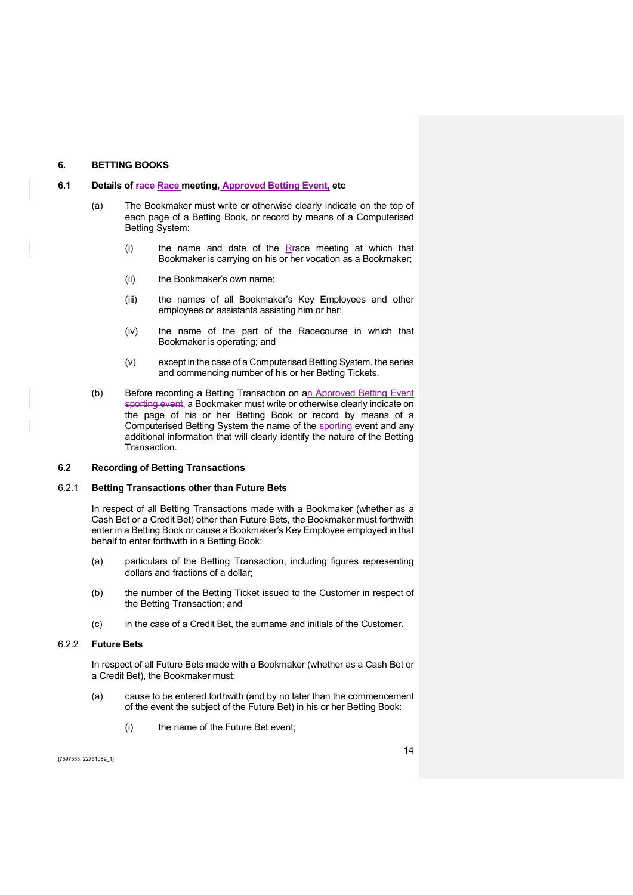## 6. BETTING BOOKS

### 6.1 Details of ~~race~~ Race meeting, Approved Betting Event, etc

(a) The Bookmaker must write or otherwise clearly indicate on the top of each page of a Betting Book, or record by means of a Computerised Betting System:

(i) the name and date of the R~~r~~ace meeting at which that Bookmaker is carrying on his or her vocation as a Bookmaker;

(ii) the Bookmaker's own name;

(iii) the names of all Bookmaker's Key Employees and other employees or assistants assisting him or her;

(iv) the name of the part of the Racecourse in which that Bookmaker is operating; and

(v) except in the case of a Computerised Betting System, the series and commencing number of his or her Betting Tickets.

(b) Before recording a Betting Transaction on an Approved Betting Event ~~sporting event~~, a Bookmaker must write or otherwise clearly indicate on the page of his or her Betting Book or record by means of a Computerised Betting System the name of the ~~sporting~~ event and any additional information that will clearly identify the nature of the Betting Transaction.

### 6.2 Recording of Betting Transactions

#### 6.2.1 Betting Transactions other than Future Bets

In respect of all Betting Transactions made with a Bookmaker (whether as a Cash Bet or a Credit Bet) other than Future Bets, the Bookmaker must forthwith enter in a Betting Book or cause a Bookmaker's Key Employee employed in that behalf to enter forthwith in a Betting Book:

(a) particulars of the Betting Transaction, including figures representing dollars and fractions of a dollar;

(b) the number of the Betting Ticket issued to the Customer in respect of the Betting Transaction; and

(c) in the case of a Credit Bet, the surname and initials of the Customer.

#### 6.2.2 Future Bets

In respect of all Future Bets made with a Bookmaker (whether as a Cash Bet or a Credit Bet), the Bookmaker must:

(a) cause to be entered forthwith (and by no later than the commencement of the event the subject of the Future Bet) in his or her Betting Book:

(i) the name of the Future Bet event;

[7597553: 22751089_1]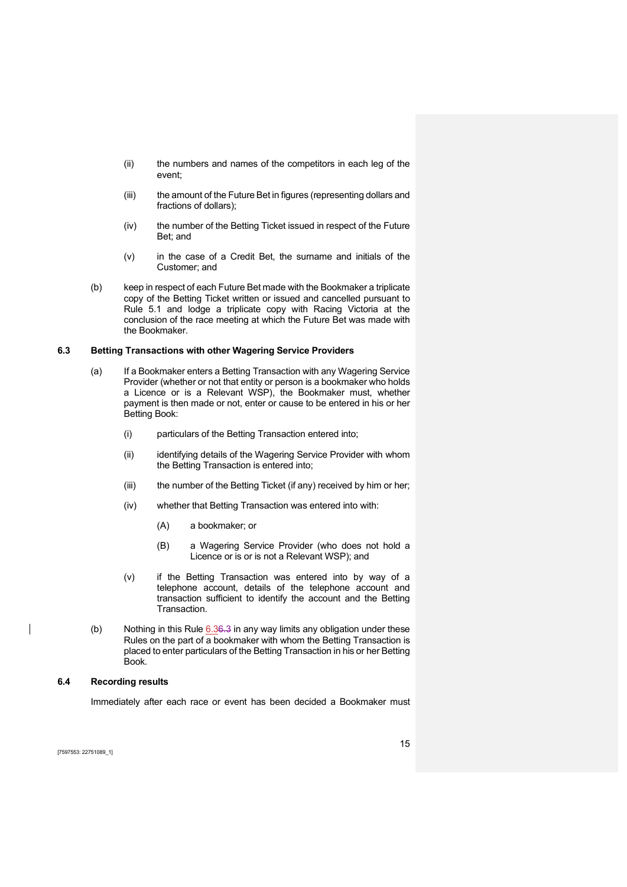(ii) the numbers and names of the competitors in each leg of the event;

(iii) the amount of the Future Bet in figures (representing dollars and fractions of dollars);

(iv) the number of the Betting Ticket issued in respect of the Future Bet; and

(v) in the case of a Credit Bet, the surname and initials of the Customer; and

(b) keep in respect of each Future Bet made with the Bookmaker a triplicate copy of the Betting Ticket written or issued and cancelled pursuant to Rule 5.1 and lodge a triplicate copy with Racing Victoria at the conclusion of the race meeting at which the Future Bet was made with the Bookmaker.

### 6.3 Betting Transactions with other Wagering Service Providers

(a) If a Bookmaker enters a Betting Transaction with any Wagering Service Provider (whether or not that entity or person is a bookmaker who holds a Licence or is a Relevant WSP), the Bookmaker must, whether payment is then made or not, enter or cause to be entered in his or her Betting Book:

(i) particulars of the Betting Transaction entered into;

(ii) identifying details of the Wagering Service Provider with whom the Betting Transaction is entered into;

(iii) the number of the Betting Ticket (if any) received by him or her;

(iv) whether that Betting Transaction was entered into with:

(A) a bookmaker; or

(B) a Wagering Service Provider (who does not hold a Licence or is or is not a Relevant WSP); and

(v) if the Betting Transaction was entered into by way of a telephone account, details of the telephone account and transaction sufficient to identify the account and the Betting Transaction.

(b) Nothing in this Rule 6.36.3 in any way limits any obligation under these Rules on the part of a bookmaker with whom the Betting Transaction is placed to enter particulars of the Betting Transaction in his or her Betting Book.

### 6.4 Recording results

Immediately after each race or event has been decided a Bookmaker must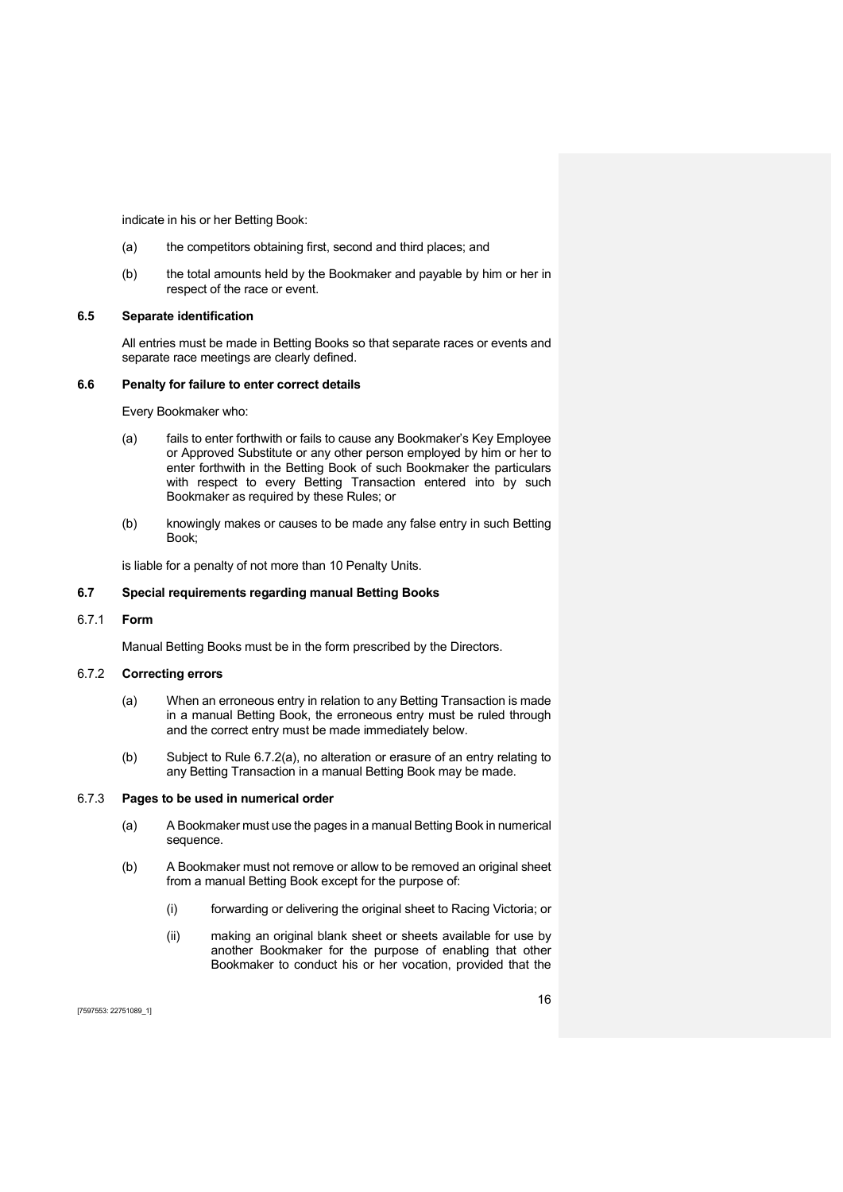indicate in his or her Betting Book:

(a) the competitors obtaining first, second and third places; and

(b) the total amounts held by the Bookmaker and payable by him or her in respect of the race or event.

### 6.5 Separate identification

All entries must be made in Betting Books so that separate races or events and separate race meetings are clearly defined.

### 6.6 Penalty for failure to enter correct details

Every Bookmaker who:

(a) fails to enter forthwith or fails to cause any Bookmaker's Key Employee or Approved Substitute or any other person employed by him or her to enter forthwith in the Betting Book of such Bookmaker the particulars with respect to every Betting Transaction entered into by such Bookmaker as required by these Rules; or

(b) knowingly makes or causes to be made any false entry in such Betting Book;

is liable for a penalty of not more than 10 Penalty Units.

### 6.7 Special requirements regarding manual Betting Books

#### 6.7.1 Form

Manual Betting Books must be in the form prescribed by the Directors.

#### 6.7.2 Correcting errors

(a) When an erroneous entry in relation to any Betting Transaction is made in a manual Betting Book, the erroneous entry must be ruled through and the correct entry must be made immediately below.

(b) Subject to Rule 6.7.2(a), no alteration or erasure of an entry relating to any Betting Transaction in a manual Betting Book may be made.

#### 6.7.3 Pages to be used in numerical order

(a) A Bookmaker must use the pages in a manual Betting Book in numerical sequence.

(b) A Bookmaker must not remove or allow to be removed an original sheet from a manual Betting Book except for the purpose of:

  (i) forwarding or delivering the original sheet to Racing Victoria; or

  (ii) making an original blank sheet or sheets available for use by another Bookmaker for the purpose of enabling that other Bookmaker to conduct his or her vocation, provided that the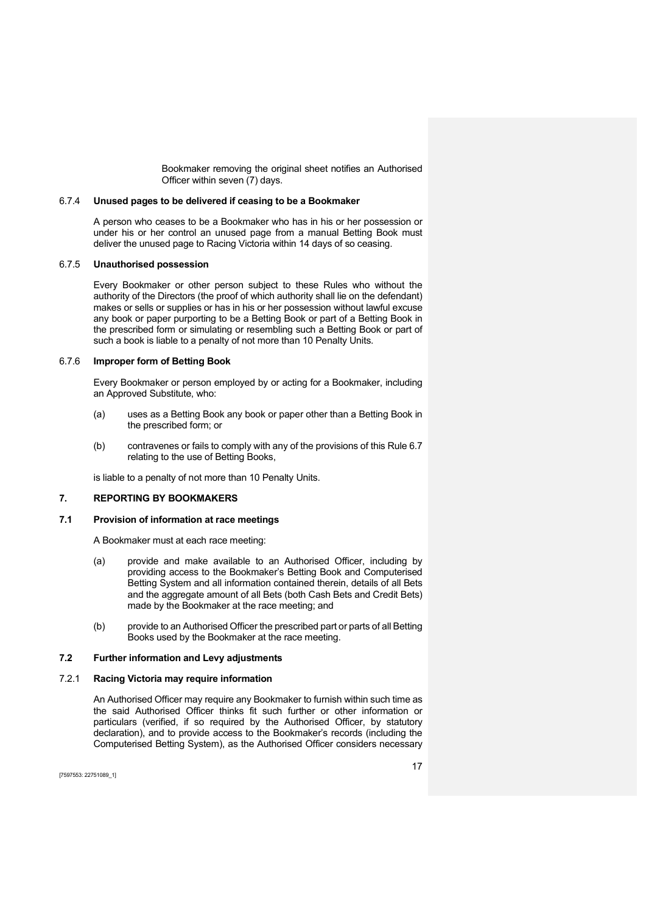Bookmaker removing the original sheet notifies an Authorised Officer within seven (7) days.

### 6.7.4 Unused pages to be delivered if ceasing to be a Bookmaker

A person who ceases to be a Bookmaker who has in his or her possession or under his or her control an unused page from a manual Betting Book must deliver the unused page to Racing Victoria within 14 days of so ceasing.

### 6.7.5 Unauthorised possession

Every Bookmaker or other person subject to these Rules who without the authority of the Directors (the proof of which authority shall lie on the defendant) makes or sells or supplies or has in his or her possession without lawful excuse any book or paper purporting to be a Betting Book or part of a Betting Book in the prescribed form or simulating or resembling such a Betting Book or part of such a book is liable to a penalty of not more than 10 Penalty Units.

### 6.7.6 Improper form of Betting Book

Every Bookmaker or person employed by or acting for a Bookmaker, including an Approved Substitute, who:

(a) uses as a Betting Book any book or paper other than a Betting Book in the prescribed form; or

(b) contravenes or fails to comply with any of the provisions of this Rule 6.7 relating to the use of Betting Books,

is liable to a penalty of not more than 10 Penalty Units.

## 7. REPORTING BY BOOKMAKERS

### 7.1 Provision of information at race meetings

A Bookmaker must at each race meeting:

(a) provide and make available to an Authorised Officer, including by providing access to the Bookmaker's Betting Book and Computerised Betting System and all information contained therein, details of all Bets and the aggregate amount of all Bets (both Cash Bets and Credit Bets) made by the Bookmaker at the race meeting; and

(b) provide to an Authorised Officer the prescribed part or parts of all Betting Books used by the Bookmaker at the race meeting.

### 7.2 Further information and Levy adjustments

### 7.2.1 Racing Victoria may require information

An Authorised Officer may require any Bookmaker to furnish within such time as the said Authorised Officer thinks fit such further or other information or particulars (verified, if so required by the Authorised Officer, by statutory declaration), and to provide access to the Bookmaker's records (including the Computerised Betting System), as the Authorised Officer considers necessary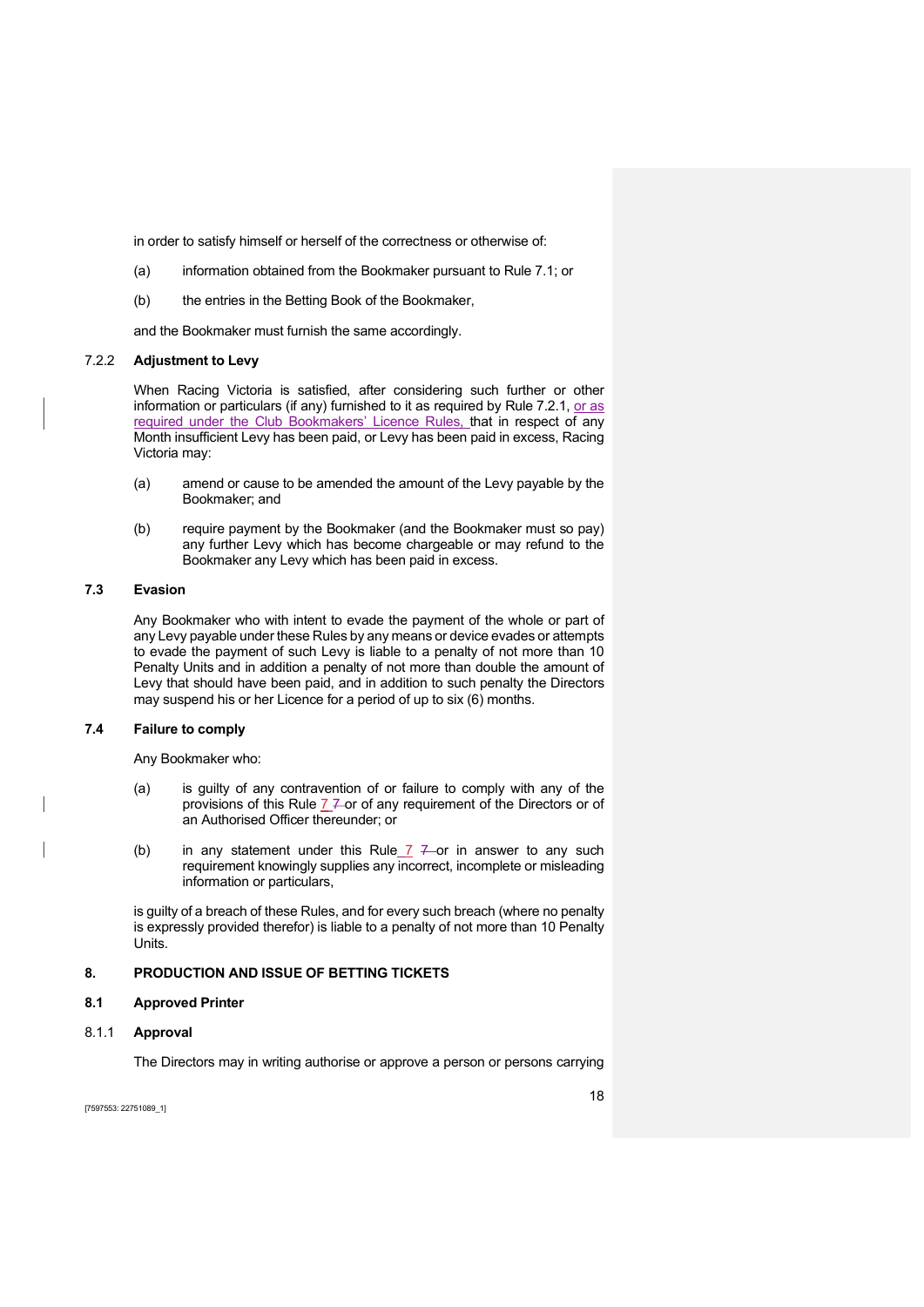in order to satisfy himself or herself of the correctness or otherwise of:

(a) information obtained from the Bookmaker pursuant to Rule 7.1; or

(b) the entries in the Betting Book of the Bookmaker,

and the Bookmaker must furnish the same accordingly.

### 7.2.2 Adjustment to Levy

When Racing Victoria is satisfied, after considering such further or other information or particulars (if any) furnished to it as required by Rule 7.2.1, or as required under the Club Bookmakers' Licence Rules, that in respect of any Month insufficient Levy has been paid, or Levy has been paid in excess, Racing Victoria may:

(a) amend or cause to be amended the amount of the Levy payable by the Bookmaker; and

(b) require payment by the Bookmaker (and the Bookmaker must so pay) any further Levy which has become chargeable or may refund to the Bookmaker any Levy which has been paid in excess.

### 7.3 Evasion

Any Bookmaker who with intent to evade the payment of the whole or part of any Levy payable under these Rules by any means or device evades or attempts to evade the payment of such Levy is liable to a penalty of not more than 10 Penalty Units and in addition a penalty of not more than double the amount of Levy that should have been paid, and in addition to such penalty the Directors may suspend his or her Licence for a period of up to six (6) months.

### 7.4 Failure to comply

Any Bookmaker who:

(a) is guilty of any contravention of or failure to comply with any of the provisions of this Rule 7 or of any requirement of the Directors or of an Authorised Officer thereunder; or

(b) in any statement under this Rule 7 or in answer to any such requirement knowingly supplies any incorrect, incomplete or misleading information or particulars,

is guilty of a breach of these Rules, and for every such breach (where no penalty is expressly provided therefor) is liable to a penalty of not more than 10 Penalty Units.

## 8. PRODUCTION AND ISSUE OF BETTING TICKETS

### 8.1 Approved Printer

### 8.1.1 Approval

The Directors may in writing authorise or approve a person or persons carrying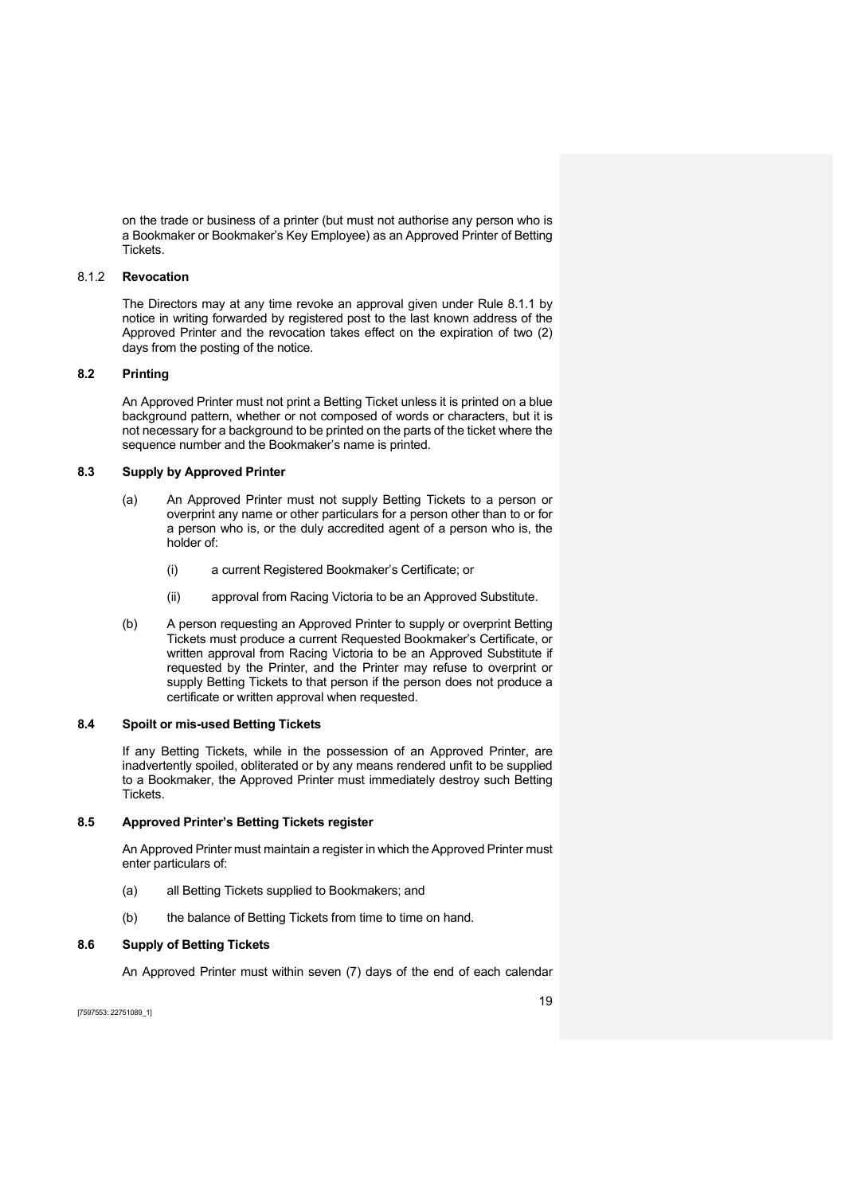on the trade or business of a printer (but must not authorise any person who is a Bookmaker or Bookmaker's Key Employee) as an Approved Printer of Betting Tickets.

#### 8.1.2 Revocation

The Directors may at any time revoke an approval given under Rule 8.1.1 by notice in writing forwarded by registered post to the last known address of the Approved Printer and the revocation takes effect on the expiration of two (2) days from the posting of the notice.

### 8.2 Printing

An Approved Printer must not print a Betting Ticket unless it is printed on a blue background pattern, whether or not composed of words or characters, but it is not necessary for a background to be printed on the parts of the ticket where the sequence number and the Bookmaker's name is printed.

### 8.3 Supply by Approved Printer

(a) An Approved Printer must not supply Betting Tickets to a person or overprint any name or other particulars for a person other than to or for a person who is, or the duly accredited agent of a person who is, the holder of:

  (i) a current Registered Bookmaker's Certificate; or

  (ii) approval from Racing Victoria to be an Approved Substitute.

(b) A person requesting an Approved Printer to supply or overprint Betting Tickets must produce a current Requested Bookmaker's Certificate, or written approval from Racing Victoria to be an Approved Substitute if requested by the Printer, and the Printer may refuse to overprint or supply Betting Tickets to that person if the person does not produce a certificate or written approval when requested.

### 8.4 Spoilt or mis-used Betting Tickets

If any Betting Tickets, while in the possession of an Approved Printer, are inadvertently spoiled, obliterated or by any means rendered unfit to be supplied to a Bookmaker, the Approved Printer must immediately destroy such Betting Tickets.

### 8.5 Approved Printer's Betting Tickets register

An Approved Printer must maintain a register in which the Approved Printer must enter particulars of:

(a) all Betting Tickets supplied to Bookmakers; and

(b) the balance of Betting Tickets from time to time on hand.

### 8.6 Supply of Betting Tickets

An Approved Printer must within seven (7) days of the end of each calendar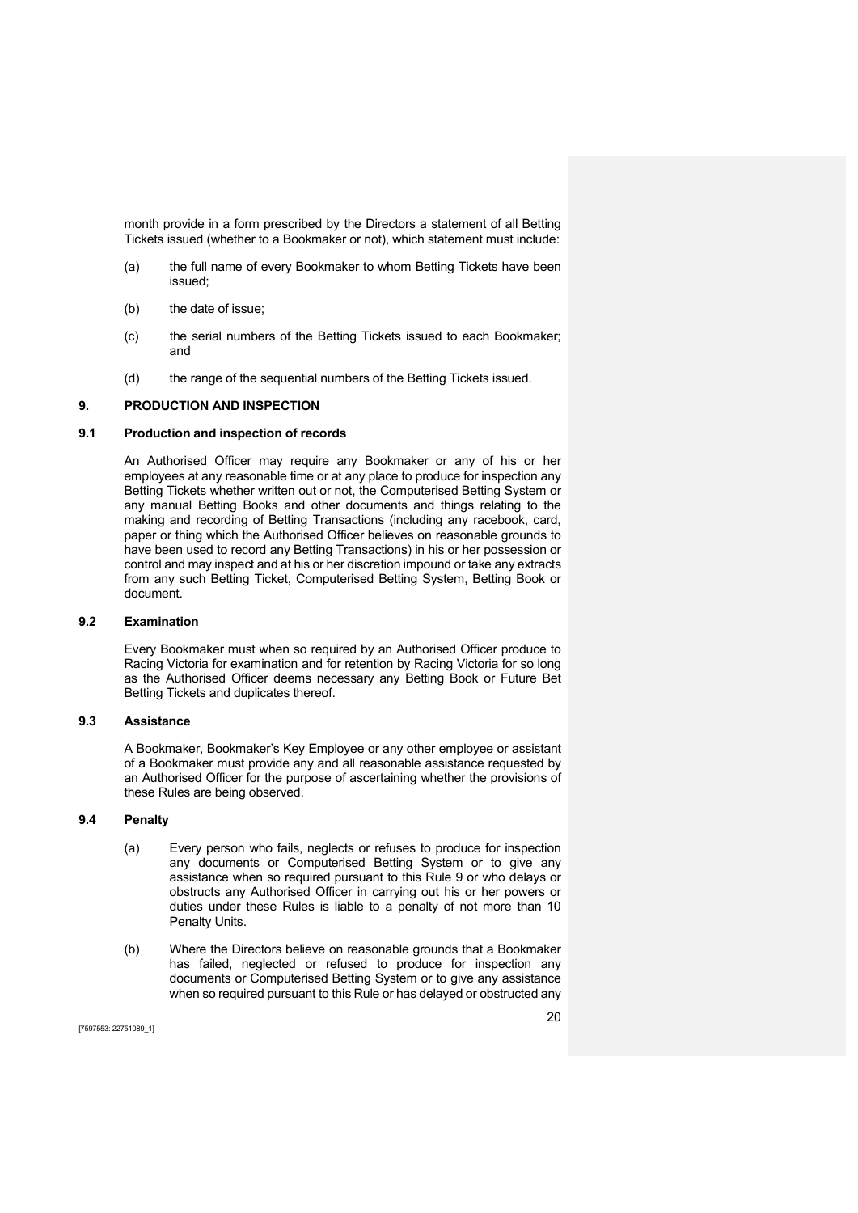month provide in a form prescribed by the Directors a statement of all Betting Tickets issued (whether to a Bookmaker or not), which statement must include:

(a) the full name of every Bookmaker to whom Betting Tickets have been issued;

(b) the date of issue;

(c) the serial numbers of the Betting Tickets issued to each Bookmaker; and

(d) the range of the sequential numbers of the Betting Tickets issued.

## 9. PRODUCTION AND INSPECTION

### 9.1 Production and inspection of records

An Authorised Officer may require any Bookmaker or any of his or her employees at any reasonable time or at any place to produce for inspection any Betting Tickets whether written out or not, the Computerised Betting System or any manual Betting Books and other documents and things relating to the making and recording of Betting Transactions (including any racebook, card, paper or thing which the Authorised Officer believes on reasonable grounds to have been used to record any Betting Transactions) in his or her possession or control and may inspect and at his or her discretion impound or take any extracts from any such Betting Ticket, Computerised Betting System, Betting Book or document.

### 9.2 Examination

Every Bookmaker must when so required by an Authorised Officer produce to Racing Victoria for examination and for retention by Racing Victoria for so long as the Authorised Officer deems necessary any Betting Book or Future Bet Betting Tickets and duplicates thereof.

### 9.3 Assistance

A Bookmaker, Bookmaker's Key Employee or any other employee or assistant of a Bookmaker must provide any and all reasonable assistance requested by an Authorised Officer for the purpose of ascertaining whether the provisions of these Rules are being observed.

### 9.4 Penalty

(a) Every person who fails, neglects or refuses to produce for inspection any documents or Computerised Betting System or to give any assistance when so required pursuant to this Rule 9 or who delays or obstructs any Authorised Officer in carrying out his or her powers or duties under these Rules is liable to a penalty of not more than 10 Penalty Units.

(b) Where the Directors believe on reasonable grounds that a Bookmaker has failed, neglected or refused to produce for inspection any documents or Computerised Betting System or to give any assistance when so required pursuant to this Rule or has delayed or obstructed any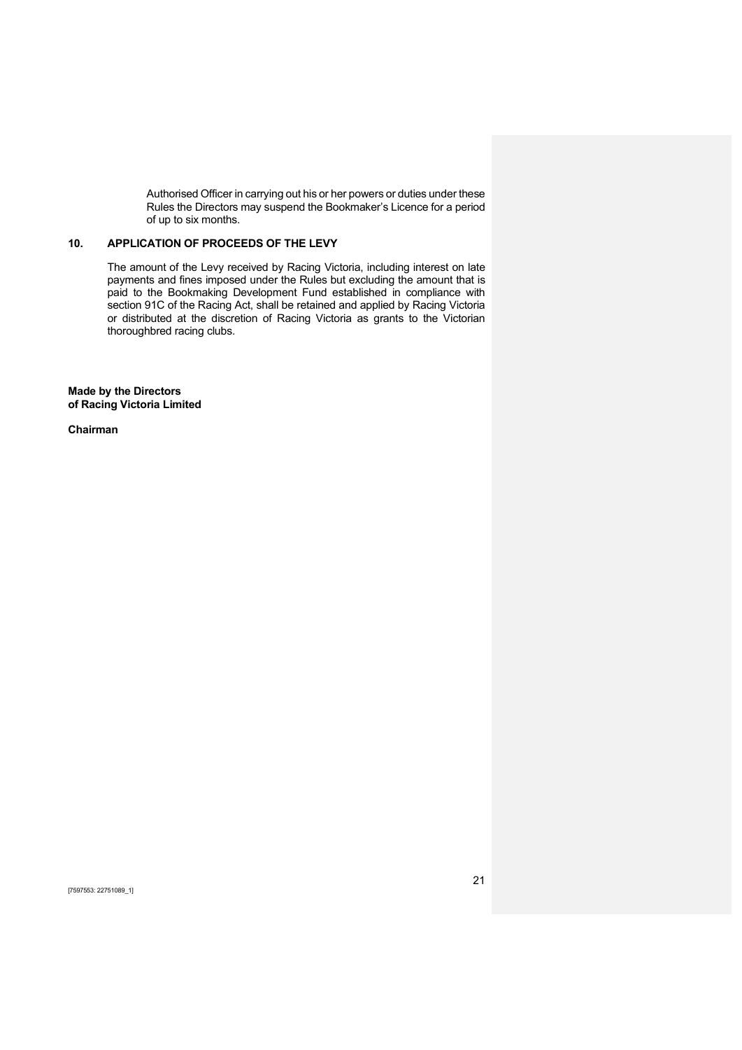Authorised Officer in carrying out his or her powers or duties under these Rules the Directors may suspend the Bookmaker's Licence for a period of up to six months.

## 10. APPLICATION OF PROCEEDS OF THE LEVY

The amount of the Levy received by Racing Victoria, including interest on late payments and fines imposed under the Rules but excluding the amount that is paid to the Bookmaking Development Fund established in compliance with section 91C of the Racing Act, shall be retained and applied by Racing Victoria or distributed at the discretion of Racing Victoria as grants to the Victorian thoroughbred racing clubs.

**Made by the Directors**
**of Racing Victoria Limited**

**Chairman**

[7597553: 22751089_1]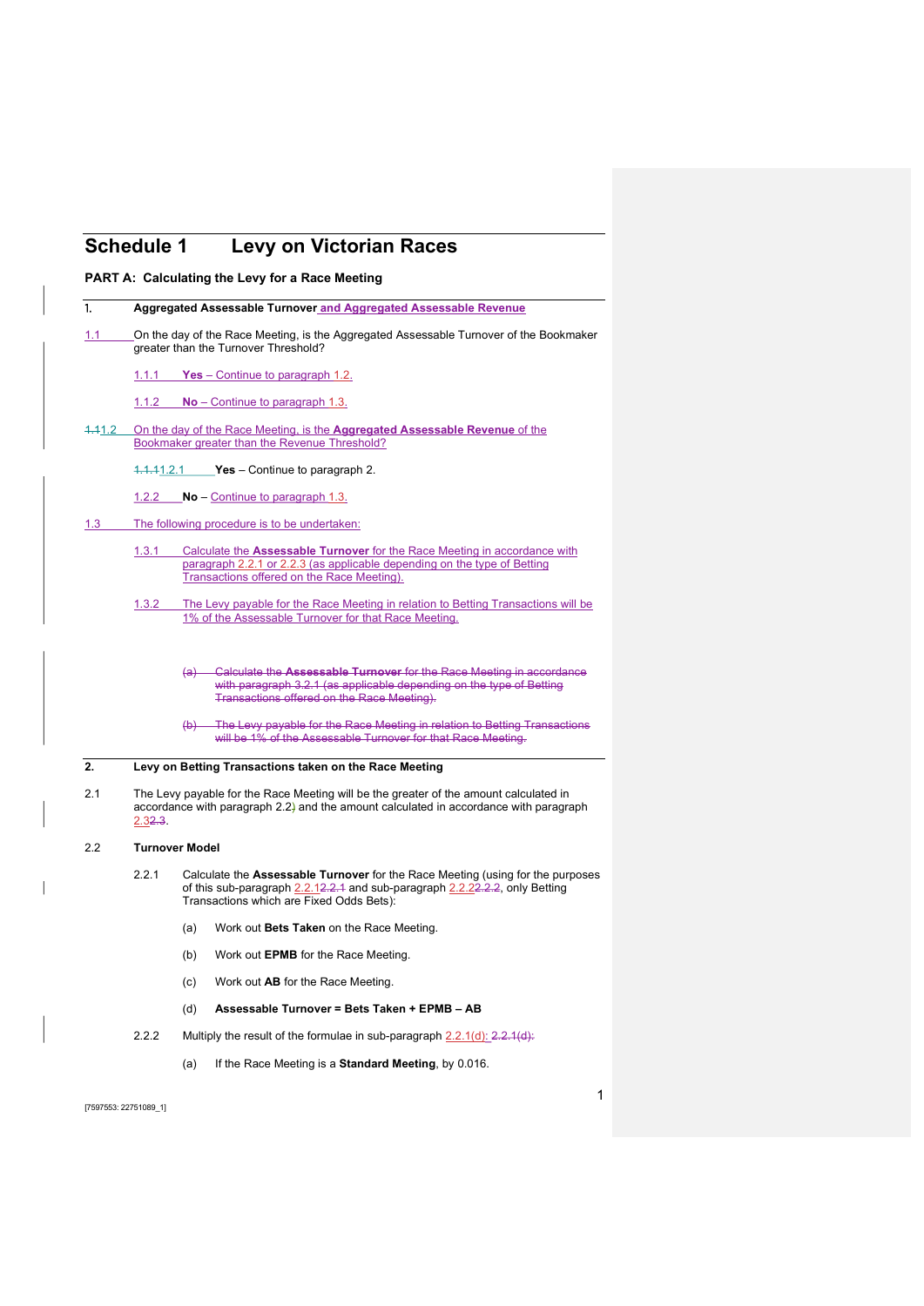# Schedule 1 Levy on Victorian Races

## PART A: Calculating the Levy for a Race Meeting

**1. Aggregated Assessable Turnover and Aggregated Assessable Revenue**

1.1 On the day of the Race Meeting, is the Aggregated Assessable Turnover of the Bookmaker greater than the Turnover Threshold?

1.1.1 **Yes** – Continue to paragraph 1.2.

1.1.2 **No** – Continue to paragraph 1.3.

~~1.1~~1.2 On the day of the Race Meeting, is the **Aggregated Assessable Revenue** of the Bookmaker greater than the Revenue Threshold?

~~1.1.1~~1.2.1 **Yes** – Continue to paragraph 2.

1.2.2 **No** – Continue to paragraph 1.3.

1.3 The following procedure is to be undertaken:

1.3.1 Calculate the **Assessable Turnover** for the Race Meeting in accordance with paragraph 2.2.1 or 2.2.3 (as applicable depending on the type of Betting Transactions offered on the Race Meeting).

1.3.2 The Levy payable for the Race Meeting in relation to Betting Transactions will be 1% of the Assessable Turnover for that Race Meeting.

~~(a) Calculate the **Assessable Turnover** for the Race Meeting in accordance with paragraph 3.2.1 (as applicable depending on the type of Betting Transactions offered on the Race Meeting).~~

~~(b) The Levy payable for the Race Meeting in relation to Betting Transactions will be 1% of the Assessable Turnover for that Race Meeting.~~

**2. Levy on Betting Transactions taken on the Race Meeting**

2.1 The Levy payable for the Race Meeting will be the greater of the amount calculated in accordance with paragraph 2.2) and the amount calculated in accordance with paragraph 2.3~~2.3~~.

2.2 **Turnover Model**

2.2.1 Calculate the **Assessable Turnover** for the Race Meeting (using for the purposes of this sub-paragraph 2.2.1~~2.2.1~~ and sub-paragraph 2.2.2~~2.2.2~~, only Betting Transactions which are Fixed Odds Bets):

(a) Work out **Bets Taken** on the Race Meeting.

(b) Work out **EPMB** for the Race Meeting.

(c) Work out **AB** for the Race Meeting.

(d) **Assessable Turnover = Bets Taken + EPMB – AB**

2.2.2 Multiply the result of the formulae in sub-paragraph 2.2.1(d): ~~2.2.1(d):~~

(a) If the Race Meeting is a **Standard Meeting**, by 0.016.

[7597553: 22751089_1]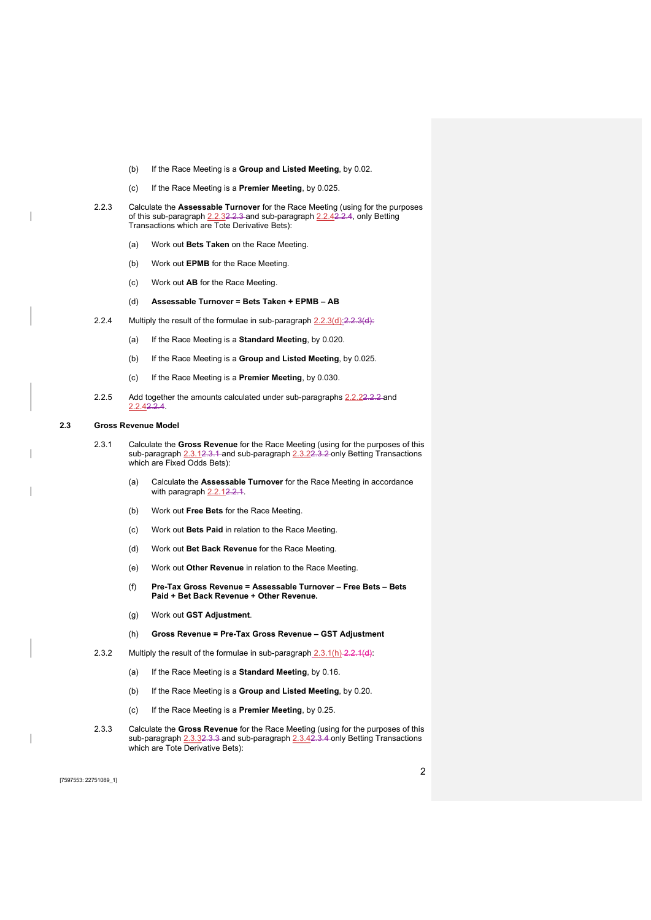(b) If the Race Meeting is a **Group and Listed Meeting**, by 0.02.

(c) If the Race Meeting is a **Premier Meeting**, by 0.025.

2.2.3 Calculate the **Assessable Turnover** for the Race Meeting (using for the purposes of this sub-paragraph 2.2.32.2.3 and sub-paragraph 2.2.42.2.4, only Betting Transactions which are Tote Derivative Bets):

(a) Work out **Bets Taken** on the Race Meeting.

(b) Work out **EPMB** for the Race Meeting.

(c) Work out **AB** for the Race Meeting.

(d) **Assessable Turnover = Bets Taken + EPMB – AB**

2.2.4 Multiply the result of the formulae in sub-paragraph 2.2.3(d):2.2.3(d):

(a) If the Race Meeting is a **Standard Meeting**, by 0.020.

(b) If the Race Meeting is a **Group and Listed Meeting**, by 0.025.

(c) If the Race Meeting is a **Premier Meeting**, by 0.030.

2.2.5 Add together the amounts calculated under sub-paragraphs 2.2.22.2.2 and 2.2.42.2.4.

## 2.3 Gross Revenue Model

2.3.1 Calculate the **Gross Revenue** for the Race Meeting (using for the purposes of this sub-paragraph 2.3.12.3.1 and sub-paragraph 2.3.22.3.2 only Betting Transactions which are Fixed Odds Bets):

(a) Calculate the **Assessable Turnover** for the Race Meeting in accordance with paragraph 2.2.12.2.1.

(b) Work out **Free Bets** for the Race Meeting.

(c) Work out **Bets Paid** in relation to the Race Meeting.

(d) Work out **Bet Back Revenue** for the Race Meeting.

(e) Work out **Other Revenue** in relation to the Race Meeting.

(f) **Pre-Tax Gross Revenue = Assessable Turnover – Free Bets – Bets Paid + Bet Back Revenue + Other Revenue.**

(g) Work out **GST Adjustment**.

(h) **Gross Revenue = Pre-Tax Gross Revenue – GST Adjustment**

2.3.2 Multiply the result of the formulae in sub-paragraph 2.3.1(h) 2.2.1(d):

(a) If the Race Meeting is a **Standard Meeting**, by 0.16.

(b) If the Race Meeting is a **Group and Listed Meeting**, by 0.20.

(c) If the Race Meeting is a **Premier Meeting**, by 0.25.

2.3.3 Calculate the **Gross Revenue** for the Race Meeting (using for the purposes of this sub-paragraph 2.3.32.3.3 and sub-paragraph 2.3.42.3.4 only Betting Transactions which are Tote Derivative Bets):

[7597553: 22751089_1]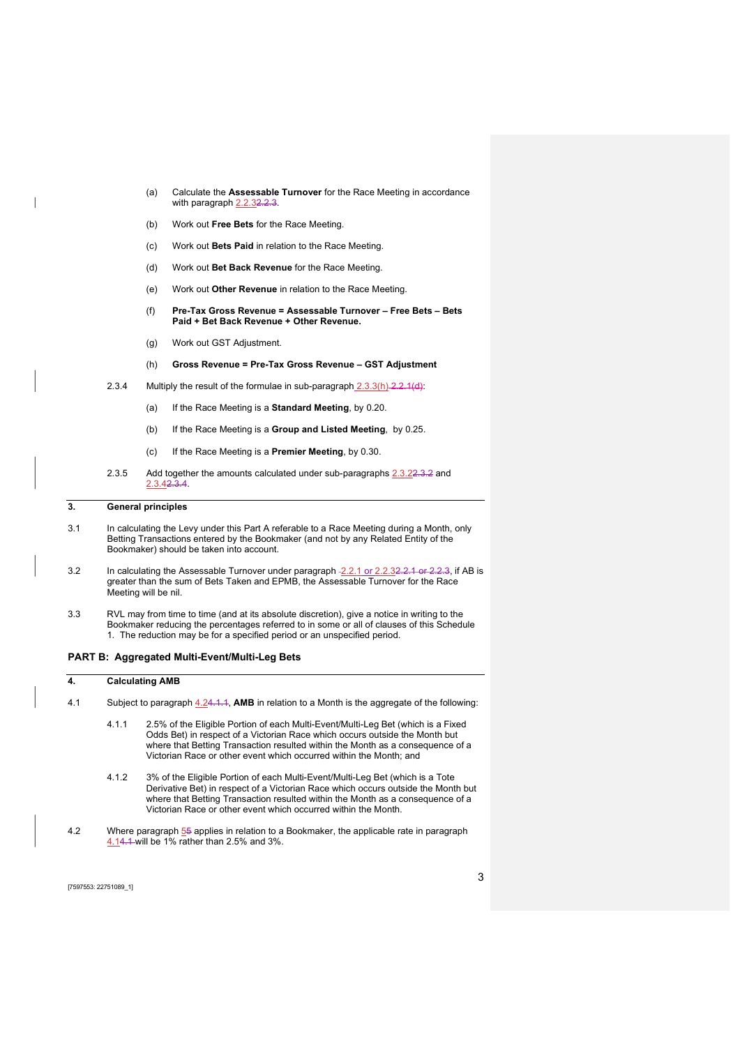(a) Calculate the **Assessable Turnover** for the Race Meeting in accordance with paragraph 2.2.3~~2.2.3~~.

(b) Work out **Free Bets** for the Race Meeting.

(c) Work out **Bets Paid** in relation to the Race Meeting.

(d) Work out **Bet Back Revenue** for the Race Meeting.

(e) Work out **Other Revenue** in relation to the Race Meeting.

(f) **Pre-Tax Gross Revenue = Assessable Turnover – Free Bets – Bets Paid + Bet Back Revenue + Other Revenue.**

(g) Work out GST Adjustment.

(h) **Gross Revenue = Pre-Tax Gross Revenue – GST Adjustment**

2.3.4 Multiply the result of the formulae in sub-paragraph 2.3.3(h) ~~2.2.1(d)~~:

(a) If the Race Meeting is a **Standard Meeting**, by 0.20.

(b) If the Race Meeting is a **Group and Listed Meeting**, by 0.25.

(c) If the Race Meeting is a **Premier Meeting**, by 0.30.

2.3.5 Add together the amounts calculated under sub-paragraphs 2.3.2~~2.3.2~~ and 2.3.4~~2.3.4~~.

## 3. General principles

3.1 In calculating the Levy under this Part A referable to a Race Meeting during a Month, only Betting Transactions entered by the Bookmaker (and not by any Related Entity of the Bookmaker) should be taken into account.

3.2 In calculating the Assessable Turnover under paragraph 2.2.1 or 2.2.3~~2.2.1 or 2.2.3~~, if AB is greater than the sum of Bets Taken and EPMB, the Assessable Turnover for the Race Meeting will be nil.

3.3 RVL may from time to time (and at its absolute discretion), give a notice in writing to the Bookmaker reducing the percentages referred to in some or all of clauses of this Schedule 1. The reduction may be for a specified period or an unspecified period.

## PART B: Aggregated Multi-Event/Multi-Leg Bets

## 4. Calculating AMB

4.1 Subject to paragraph 4.2~~4.1.1~~, **AMB** in relation to a Month is the aggregate of the following:

4.1.1 2.5% of the Eligible Portion of each Multi-Event/Multi-Leg Bet (which is a Fixed Odds Bet) in respect of a Victorian Race which occurs outside the Month but where that Betting Transaction resulted within the Month as a consequence of a Victorian Race or other event which occurred within the Month; and

4.1.2 3% of the Eligible Portion of each Multi-Event/Multi-Leg Bet (which is a Tote Derivative Bet) in respect of a Victorian Race which occurs outside the Month but where that Betting Transaction resulted within the Month as a consequence of a Victorian Race or other event which occurred within the Month.

4.2 Where paragraph 5~~5~~ applies in relation to a Bookmaker, the applicable rate in paragraph 4.1~~4.1~~ will be 1% rather than 2.5% and 3%.

[7597553: 22751089_1]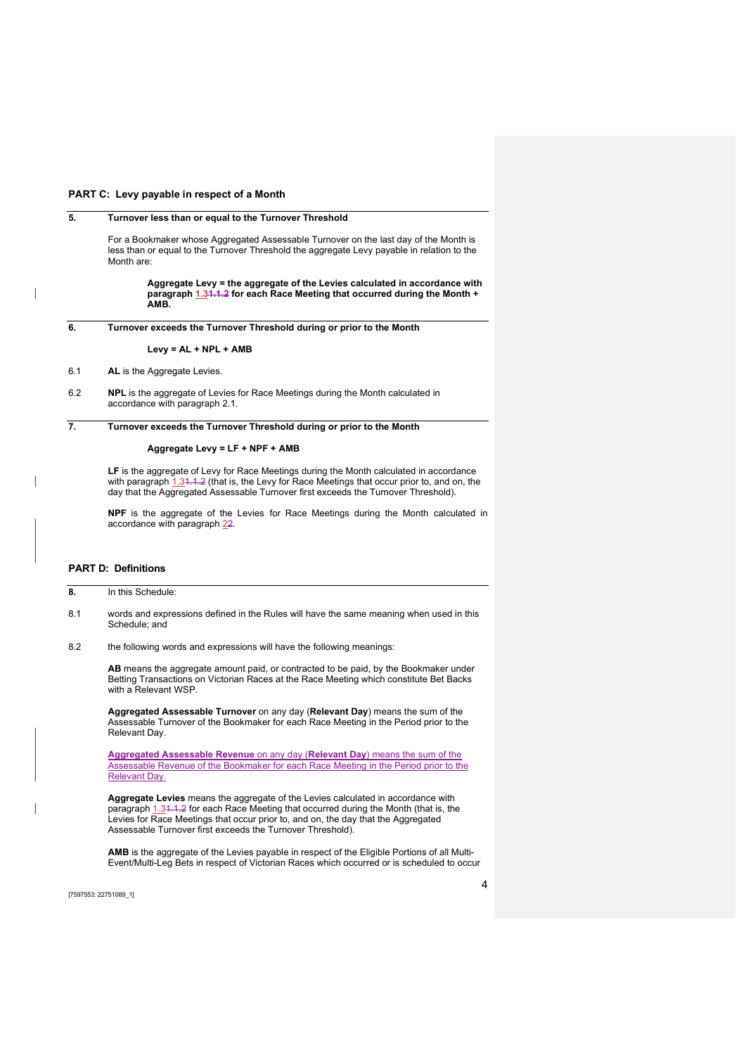## PART C: Levy payable in respect of a Month

**5. Turnover less than or equal to the Turnover Threshold**

For a Bookmaker whose Aggregated Assessable Turnover on the last day of the Month is less than or equal to the Turnover Threshold the aggregate Levy payable in relation to the Month are:

> **Aggregate Levy = the aggregate of the Levies calculated in accordance with paragraph 1.3~~1.1.2~~ for each Race Meeting that occurred during the Month + AMB.**

**6. Turnover exceeds the Turnover Threshold during or prior to the Month**

> **Levy = AL + NPL + AMB**

6.1 **AL** is the Aggregate Levies.

6.2 **NPL** is the aggregate of Levies for Race Meetings during the Month calculated in accordance with paragraph 2.1.

**7. Turnover exceeds the Turnover Threshold during or prior to the Month**

> **Aggregate Levy = LF + NPF + AMB**

**LF** is the aggregate of Levy for Race Meetings during the Month calculated in accordance with paragraph 1.3~~1.1.2~~ (that is, the Levy for Race Meetings that occur prior to, and on, the day that the Aggregated Assessable Turnover first exceeds the Turnover Threshold).

**NPF** is the aggregate of the Levies for Race Meetings during the Month calculated in accordance with paragraph 2~~2~~.

## PART D: Definitions

**8.** In this Schedule:

8.1 words and expressions defined in the Rules will have the same meaning when used in this Schedule; and

8.2 the following words and expressions will have the following meanings:

**AB** means the aggregate amount paid, or contracted to be paid, by the Bookmaker under Betting Transactions on Victorian Races at the Race Meeting which constitute Bet Backs with a Relevant WSP.

**Aggregated Assessable Turnover** on any day (**Relevant Day**) means the sum of the Assessable Turnover of the Bookmaker for each Race Meeting in the Period prior to the Relevant Day.

**Aggregated Assessable Revenue** on any day (**Relevant Day**) means the sum of the Assessable Revenue of the Bookmaker for each Race Meeting in the Period prior to the Relevant Day.

**Aggregate Levies** means the aggregate of the Levies calculated in accordance with paragraph 1.3~~1.1.2~~ for each Race Meeting that occurred during the Month (that is, the Levies for Race Meetings that occur prior to, and on, the day that the Aggregated Assessable Turnover first exceeds the Turnover Threshold).

**AMB** is the aggregate of the Levies payable in respect of the Eligible Portions of all Multi-Event/Multi-Leg Bets in respect of Victorian Races which occurred or is scheduled to occur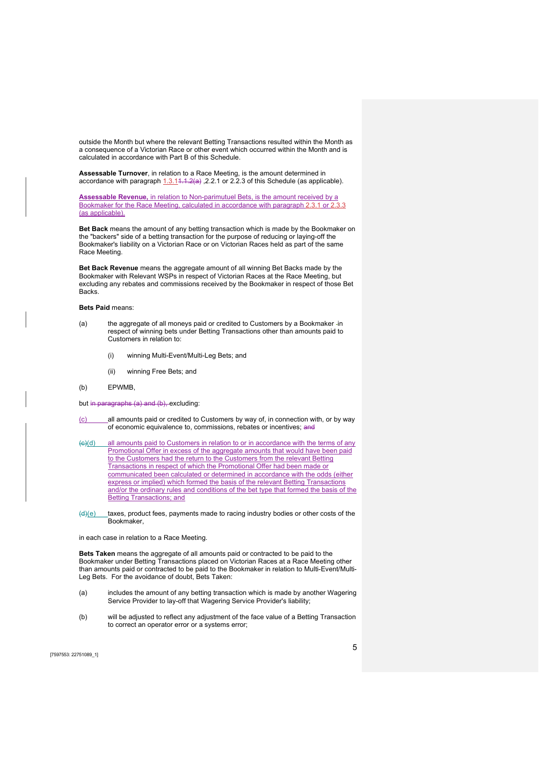outside the Month but where the relevant Betting Transactions resulted within the Month as a consequence of a Victorian Race or other event which occurred within the Month and is calculated in accordance with Part B of this Schedule.

**Assessable Turnover**, in relation to a Race Meeting, is the amount determined in accordance with paragraph 1.3.1~~1.1.2(a)~~ ,2.2.1 or 2.2.3 of this Schedule (as applicable).

**Assessable Revenue,** in relation to Non-parimutuel Bets, is the amount received by a Bookmaker for the Race Meeting, calculated in accordance with paragraph 2.3.1 or 2.3.3 (as applicable).

**Bet Back** means the amount of any betting transaction which is made by the Bookmaker on the "backers" side of a betting transaction for the purpose of reducing or laying-off the Bookmaker's liability on a Victorian Race or on Victorian Races held as part of the same Race Meeting.

**Bet Back Revenue** means the aggregate amount of all winning Bet Backs made by the Bookmaker with Relevant WSPs in respect of Victorian Races at the Race Meeting, but excluding any rebates and commissions received by the Bookmaker in respect of those Bet Backs.

**Bets Paid** means:

(a) the aggregate of all moneys paid or credited to Customers by a Bookmaker in respect of winning bets under Betting Transactions other than amounts paid to Customers in relation to:

  (i) winning Multi-Event/Multi-Leg Bets; and

  (ii) winning Free Bets; and

(b) EPWMB,

but ~~in paragraphs (a) and (b),~~ excluding:

(c) all amounts paid or credited to Customers by way of, in connection with, or by way of economic equivalence to, commissions, rebates or incentives; ~~and~~

~~(c)~~(d) all amounts paid to Customers in relation to or in accordance with the terms of any Promotional Offer in excess of the aggregate amounts that would have been paid to the Customers had the return to the Customers from the relevant Betting Transactions in respect of which the Promotional Offer had been made or communicated been calculated or determined in accordance with the odds (either express or implied) which formed the basis of the relevant Betting Transactions and/or the ordinary rules and conditions of the bet type that formed the basis of the Betting Transactions; and

~~(d)~~(e) taxes, product fees, payments made to racing industry bodies or other costs of the Bookmaker,

in each case in relation to a Race Meeting.

**Bets Taken** means the aggregate of all amounts paid or contracted to be paid to the Bookmaker under Betting Transactions placed on Victorian Races at a Race Meeting other than amounts paid or contracted to be paid to the Bookmaker in relation to Multi-Event/Multi-Leg Bets. For the avoidance of doubt, Bets Taken:

(a) includes the amount of any betting transaction which is made by another Wagering Service Provider to lay-off that Wagering Service Provider's liability;

(b) will be adjusted to reflect any adjustment of the face value of a Betting Transaction to correct an operator error or a systems error;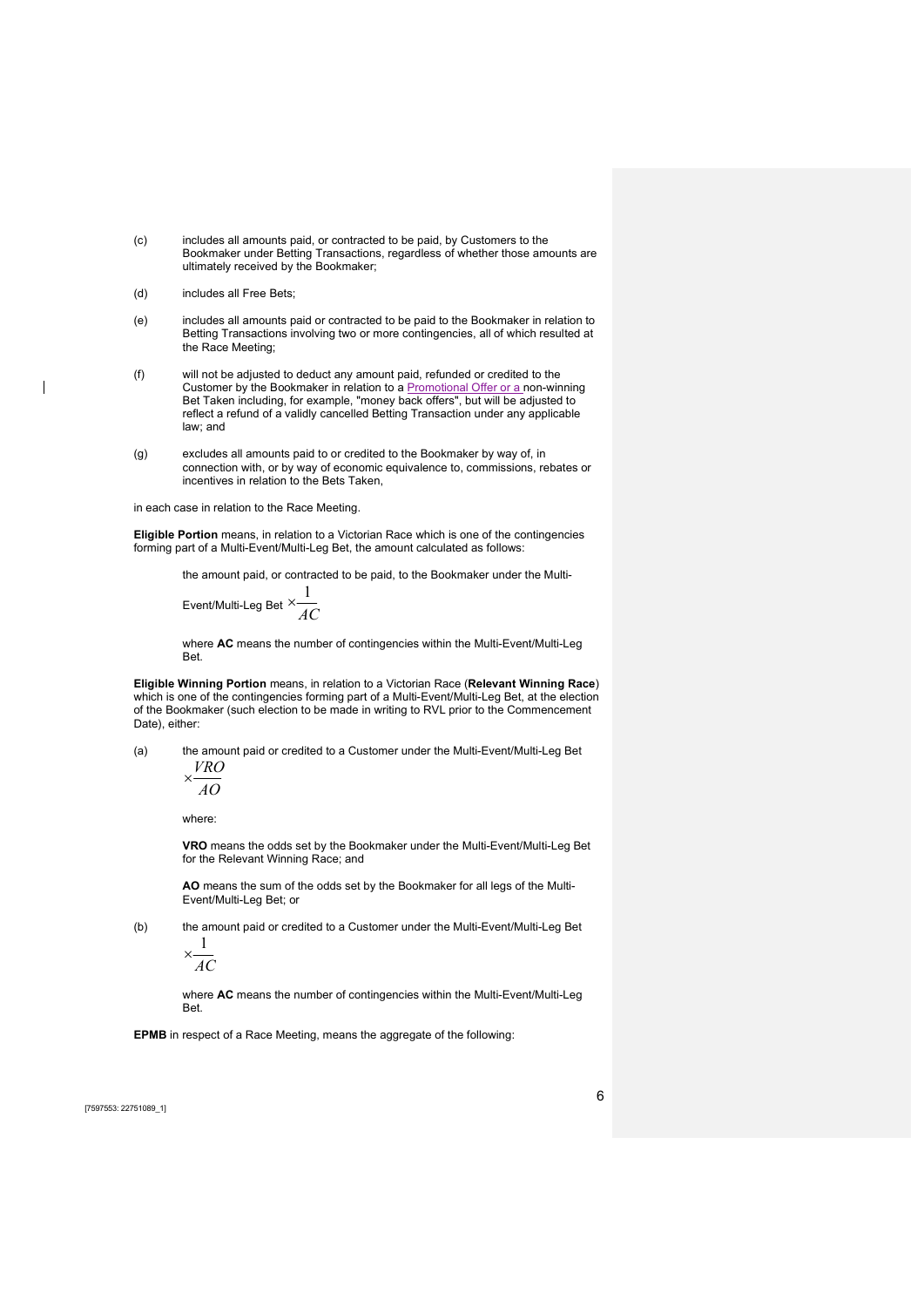(c) includes all amounts paid, or contracted to be paid, by Customers to the Bookmaker under Betting Transactions, regardless of whether those amounts are ultimately received by the Bookmaker;

(d) includes all Free Bets;

(e) includes all amounts paid or contracted to be paid to the Bookmaker in relation to Betting Transactions involving two or more contingencies, all of which resulted at the Race Meeting;

(f) will not be adjusted to deduct any amount paid, refunded or credited to the Customer by the Bookmaker in relation to a Promotional Offer or a non-winning Bet Taken including, for example, "money back offers", but will be adjusted to reflect a refund of a validly cancelled Betting Transaction under any applicable law; and

(g) excludes all amounts paid to or credited to the Bookmaker by way of, in connection with, or by way of economic equivalence to, commissions, rebates or incentives in relation to the Bets Taken,

in each case in relation to the Race Meeting.

**Eligible Portion** means, in relation to a Victorian Race which is one of the contingencies forming part of a Multi-Event/Multi-Leg Bet, the amount calculated as follows:

the amount paid, or contracted to be paid, to the Bookmaker under the Multi-Event/Multi-Leg Bet $\times \frac{1}{AC}$

where **AC** means the number of contingencies within the Multi-Event/Multi-Leg Bet.

**Eligible Winning Portion** means, in relation to a Victorian Race (**Relevant Winning Race**) which is one of the contingencies forming part of a Multi-Event/Multi-Leg Bet, at the election of the Bookmaker (such election to be made in writing to RVL prior to the Commencement Date), either:

(a) the amount paid or credited to a Customer under the Multi-Event/Multi-Leg Bet $\times \frac{VRO}{AO}$

where:

**VRO** means the odds set by the Bookmaker under the Multi-Event/Multi-Leg Bet for the Relevant Winning Race; and

**AO** means the sum of the odds set by the Bookmaker for all legs of the Multi-Event/Multi-Leg Bet; or

(b) the amount paid or credited to a Customer under the Multi-Event/Multi-Leg Bet $\times \frac{1}{AC}$

where **AC** means the number of contingencies within the Multi-Event/Multi-Leg Bet.

**EPMB** in respect of a Race Meeting, means the aggregate of the following: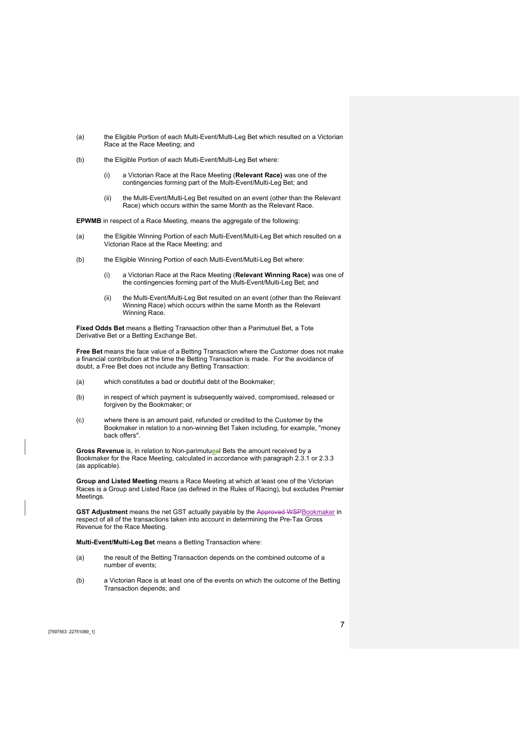(a) the Eligible Portion of each Multi-Event/Multi-Leg Bet which resulted on a Victorian Race at the Race Meeting; and

(b) the Eligible Portion of each Multi-Event/Multi-Leg Bet where:

 (i) a Victorian Race at the Race Meeting (**Relevant Race)** was one of the contingencies forming part of the Multi-Event/Multi-Leg Bet; and

 (ii) the Multi-Event/Multi-Leg Bet resulted on an event (other than the Relevant Race) which occurs within the same Month as the Relevant Race.

**EPWMB** in respect of a Race Meeting, means the aggregate of the following:

(a) the Eligible Winning Portion of each Multi-Event/Multi-Leg Bet which resulted on a Victorian Race at the Race Meeting; and

(b) the Eligible Winning Portion of each Multi-Event/Multi-Leg Bet where:

 (i) a Victorian Race at the Race Meeting (**Relevant Winning Race)** was one of the contingencies forming part of the Multi-Event/Multi-Leg Bet; and

 (ii) the Multi-Event/Multi-Leg Bet resulted on an event (other than the Relevant Winning Race) which occurs within the same Month as the Relevant Winning Race.

**Fixed Odds Bet** means a Betting Transaction other than a Parimutuel Bet, a Tote Derivative Bet or a Betting Exchange Bet.

**Free Bet** means the face value of a Betting Transaction where the Customer does not make a financial contribution at the time the Betting Transaction is made. For the avoidance of doubt, a Free Bet does not include any Betting Transaction:

(a) which constitutes a bad or doubtful debt of the Bookmaker;

(b) in respect of which payment is subsequently waived, compromised, released or forgiven by the Bookmaker; or

(c) where there is an amount paid, refunded or credited to the Customer by the Bookmaker in relation to a non-winning Bet Taken including, for example, "money back offers".

**Gross Revenue** is, in relation to Non-parimutuel Bets the amount received by a Bookmaker for the Race Meeting, calculated in accordance with paragraph 2.3.1 or 2.3.3 (as applicable).

**Group and Listed Meeting** means a Race Meeting at which at least one of the Victorian Races is a Group and Listed Race (as defined in the Rules of Racing), but excludes Premier Meetings.

**GST Adjustment** means the net GST actually payable by the ~~Approved WSP~~Bookmaker in respect of all of the transactions taken into account in determining the Pre-Tax Gross Revenue for the Race Meeting.

**Multi-Event/Multi-Leg Bet** means a Betting Transaction where:

(a) the result of the Betting Transaction depends on the combined outcome of a number of events;

(b) a Victorian Race is at least one of the events on which the outcome of the Betting Transaction depends; and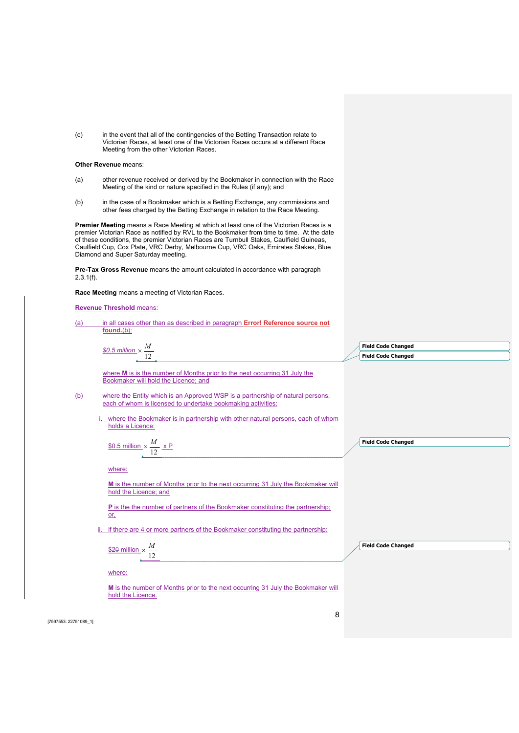(c) in the event that all of the contingencies of the Betting Transaction relate to Victorian Races, at least one of the Victorian Races occurs at a different Race Meeting from the other Victorian Races.

**Other Revenue** means:

(a) other revenue received or derived by the Bookmaker in connection with the Race Meeting of the kind or nature specified in the Rules (if any); and

(b) in the case of a Bookmaker which is a Betting Exchange, any commissions and other fees charged by the Betting Exchange in relation to the Race Meeting.

**Premier Meeting** means a Race Meeting at which at least one of the Victorian Races is a premier Victorian Race as notified by RVL to the Bookmaker from time to time. At the date of these conditions, the premier Victorian Races are Turnbull Stakes, Caulfield Guineas, Caulfield Cup, Cox Plate, VRC Derby, Melbourne Cup, VRC Oaks, Emirates Stakes, Blue Diamond and Super Saturday meeting.

**Pre-Tax Gross Revenue** means the amount calculated in accordance with paragraph 2.3.1(f).

**Race Meeting** means a meeting of Victorian Races.

**Revenue Threshold** means:

(a) in all cases other than as described in paragraph **Error! Reference source not found.**(b):

$$\$0.5\ million \times \frac{M}{12}$$

where **M** is is the number of Months prior to the next occurring 31 July the Bookmaker will hold the Licence; and

(b) where the Entity which is an Approved WSP is a partnership of natural persons, each of whom is licensed to undertake bookmaking activities:

i. where the Bookmaker is in partnership with other natural persons, each of whom holds a Licence:

$$\$0.5\ million \times \frac{M}{12} \times P$$

where:

**M** is the number of Months prior to the next occurring 31 July the Bookmaker will hold the Licence; and

**P** is the the number of partners of the Bookmaker constituting the partnership; or,

ii. if there are 4 or more partners of the Bookmaker constituting the partnership:

$$\$20\ million \times \frac{M}{12}$$

where:

**M** is the number of Months prior to the next occurring 31 July the Bookmaker will hold the Licence.

Field Code Changed

Field Code Changed

Field Code Changed

Field Code Changed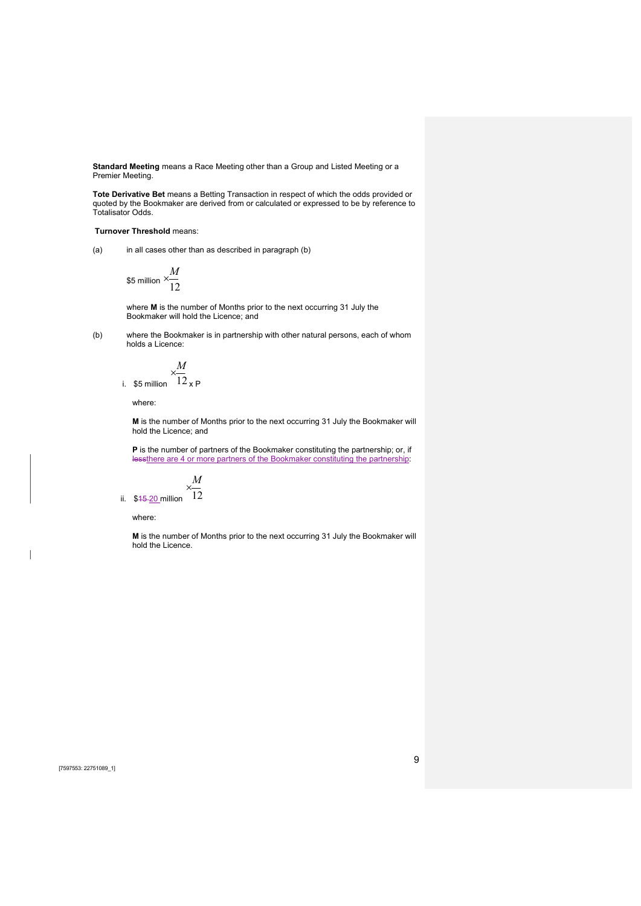**Standard Meeting** means a Race Meeting other than a Group and Listed Meeting or a Premier Meeting.

**Tote Derivative Bet** means a Betting Transaction in respect of which the odds provided or quoted by the Bookmaker are derived from or calculated or expressed to be by reference to Totalisator Odds.

**Turnover Threshold** means:

(a) in all cases other than as described in paragraph (b)

$$\$5 \text{ million} \times \frac{M}{12}$$

where **M** is the number of Months prior to the next occurring 31 July the Bookmaker will hold the Licence; and

(b) where the Bookmaker is in partnership with other natural persons, each of whom holds a Licence:

i. $\$5 \text{ million} \times \frac{M}{12} \times P$

where:

**M** is the number of Months prior to the next occurring 31 July the Bookmaker will hold the Licence; and

**P** is the number of partners of the Bookmaker constituting the partnership; or, if ~~less~~there are 4 or more partners of the Bookmaker constituting the partnership:

ii. $~~15~~ 20 million $\times \frac{M}{12}$

where:

**M** is the number of Months prior to the next occurring 31 July the Bookmaker will hold the Licence.

[7597553: 22751089_1]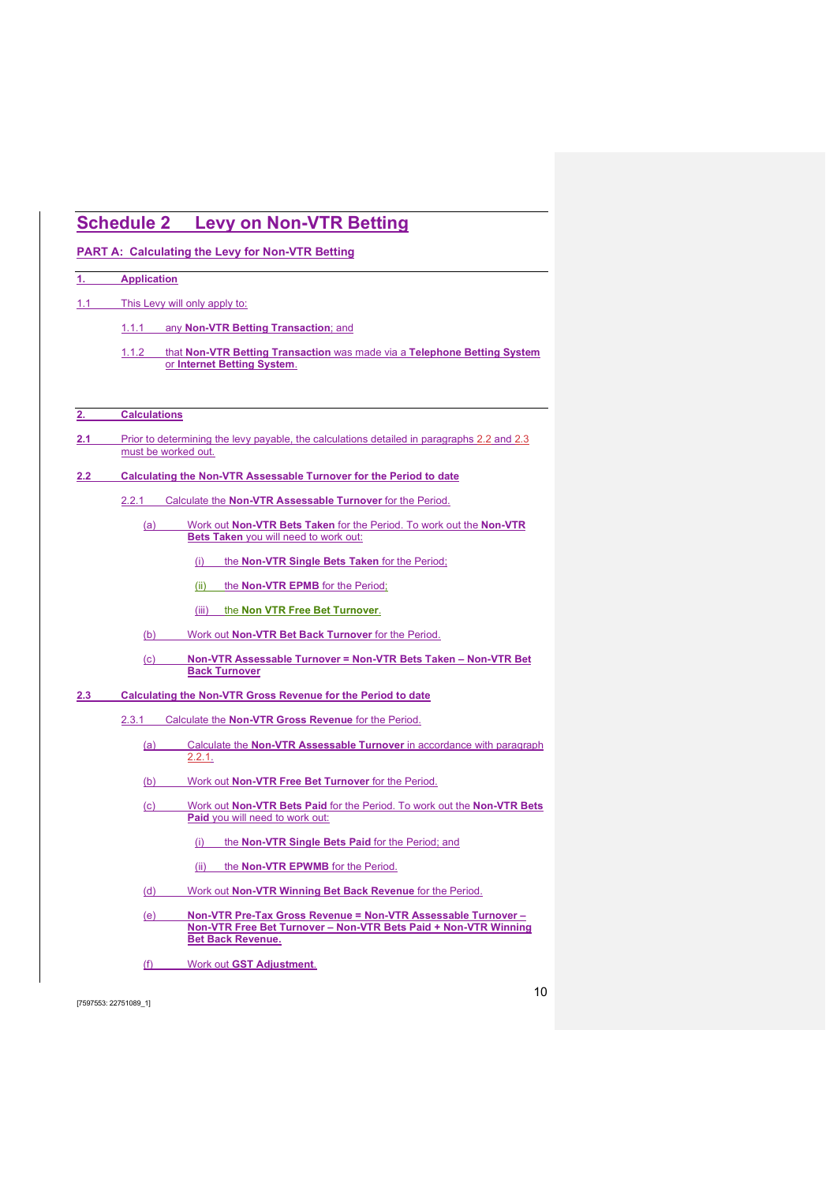# Schedule 2 Levy on Non-VTR Betting

## PART A: Calculating the Levy for Non-VTR Betting

### 1. Application

1.1 This Levy will only apply to:

1.1.1 any **Non-VTR Betting Transaction**; and

1.1.2 that **Non-VTR Betting Transaction** was made via a **Telephone Betting System** or **Internet Betting System**.

### 2. Calculations

**2.1** Prior to determining the levy payable, the calculations detailed in paragraphs 2.2 and 2.3 must be worked out.

**2.2 Calculating the Non-VTR Assessable Turnover for the Period to date**

2.2.1 Calculate the **Non-VTR Assessable Turnover** for the Period.

(a) Work out **Non-VTR Bets Taken** for the Period. To work out the **Non-VTR Bets Taken** you will need to work out:

(i) the **Non-VTR Single Bets Taken** for the Period;

(ii) the **Non-VTR EPMB** for the Period;

(iii) the **Non VTR Free Bet Turnover**.

(b) Work out **Non-VTR Bet Back Turnover** for the Period.

(c) **Non-VTR Assessable Turnover = Non-VTR Bets Taken – Non-VTR Bet Back Turnover**

**2.3 Calculating the Non-VTR Gross Revenue for the Period to date**

2.3.1 Calculate the **Non-VTR Gross Revenue** for the Period.

(a) Calculate the **Non-VTR Assessable Turnover** in accordance with paragraph 2.2.1.

(b) Work out **Non-VTR Free Bet Turnover** for the Period.

(c) Work out **Non-VTR Bets Paid** for the Period. To work out the **Non-VTR Bets Paid** you will need to work out:

(i) the **Non-VTR Single Bets Paid** for the Period; and

(ii) the **Non-VTR EPWMB** for the Period.

(d) Work out **Non-VTR Winning Bet Back Revenue** for the Period.

(e) **Non-VTR Pre-Tax Gross Revenue = Non-VTR Assessable Turnover – Non-VTR Free Bet Turnover – Non-VTR Bets Paid + Non-VTR Winning Bet Back Revenue.**

(f) Work out **GST Adjustment**.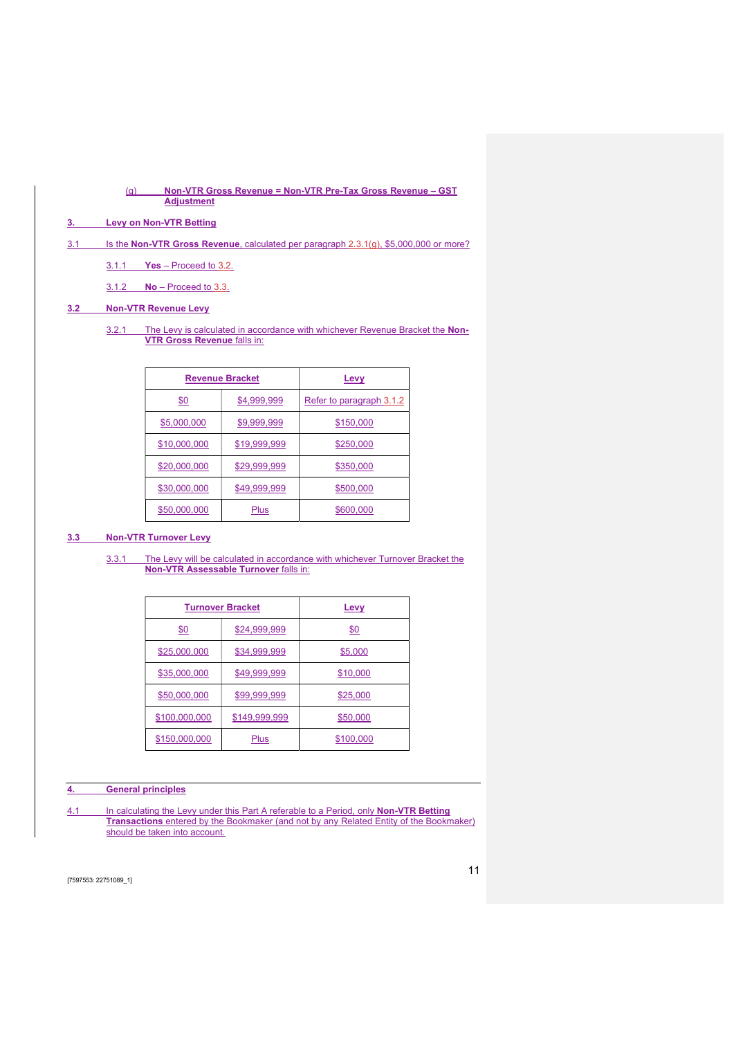(g) **Non-VTR Gross Revenue = Non-VTR Pre-Tax Gross Revenue – GST Adjustment**

## 3. Levy on Non-VTR Betting

3.1 Is the **Non-VTR Gross Revenue**, calculated per paragraph 2.3.1(g), $5,000,000 or more?

3.1.1 **Yes** – Proceed to 3.2.

3.1.2 **No** – Proceed to 3.3.

### 3.2 Non-VTR Revenue Levy

3.2.1 The Levy is calculated in accordance with whichever Revenue Bracket the **Non-VTR Gross Revenue** falls in:

| Revenue Bracket | | Levy |
|---|---|---|
| $0 | $4,999,999 | Refer to paragraph 3.1.2 |
| $5,000,000 | $9,999,999 | $150,000 |
| $10,000,000 | $19,999,999 | $250,000 |
| $20,000,000 | $29,999,999 | $350,000 |
| $30,000,000 | $49,999,999 | $500,000 |
| $50,000,000 | Plus | $600,000 |

### 3.3 Non-VTR Turnover Levy

3.3.1 The Levy will be calculated in accordance with whichever Turnover Bracket the **Non-VTR Assessable Turnover** falls in:

| Turnover Bracket | | Levy |
|---|---|---|
| $0 | $24,999,999 | $0 |
| $25,000,000 | $34,999,999 | $5,000 |
| $35,000,000 | $49,999,999 | $10,000 |
| $50,000,000 | $99,999,999 | $25,000 |
| $100,000,000 | $149,999,999 | $50,000 |
| $150,000,000 | Plus | $100,000 |

## 4. General principles

4.1 In calculating the Levy under this Part A referable to a Period, only **Non-VTR Betting Transactions** entered by the Bookmaker (and not by any Related Entity of the Bookmaker) should be taken into account.

[7597553: 22751089_1]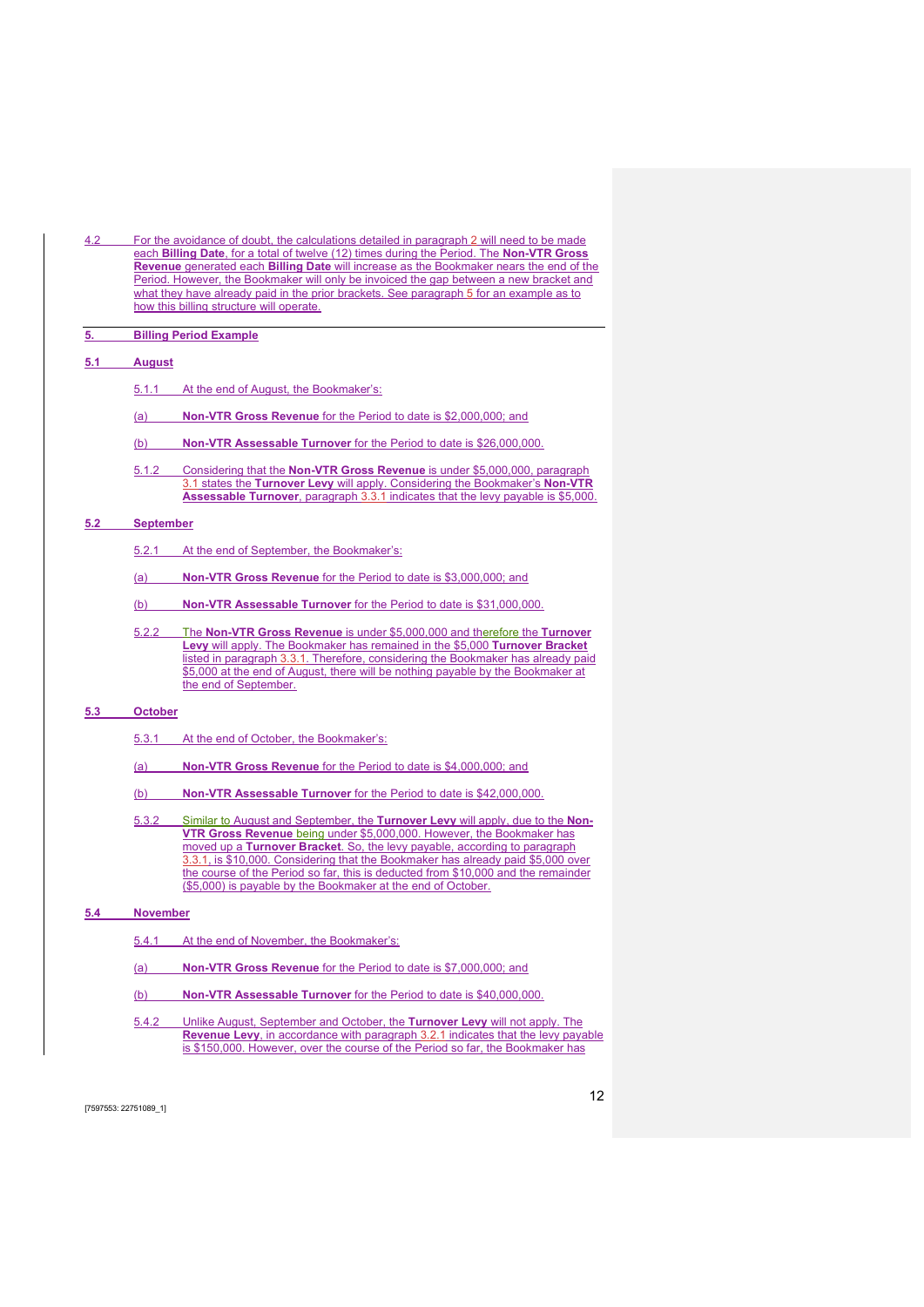4.2 For the avoidance of doubt, the calculations detailed in paragraph 2 will need to be made each **Billing Date**, for a total of twelve (12) times during the Period. The **Non-VTR Gross Revenue** generated each **Billing Date** will increase as the Bookmaker nears the end of the Period. However, the Bookmaker will only be invoiced the gap between a new bracket and what they have already paid in the prior brackets. See paragraph 5 for an example as to how this billing structure will operate.

## 5. Billing Period Example

### 5.1 August

5.1.1 At the end of August, the Bookmaker's:

(a) **Non-VTR Gross Revenue** for the Period to date is $2,000,000; and

(b) **Non-VTR Assessable Turnover** for the Period to date is $26,000,000.

5.1.2 Considering that the **Non-VTR Gross Revenue** is under $5,000,000, paragraph 3.1 states the **Turnover Levy** will apply. Considering the Bookmaker's **Non-VTR Assessable Turnover**, paragraph 3.3.1 indicates that the levy payable is $5,000.

### 5.2 September

5.2.1 At the end of September, the Bookmaker's:

(a) **Non-VTR Gross Revenue** for the Period to date is $3,000,000; and

(b) **Non-VTR Assessable Turnover** for the Period to date is $31,000,000.

5.2.2 The **Non-VTR Gross Revenue** is under $5,000,000 and therefore the **Turnover Levy** will apply. The Bookmaker has remained in the $5,000 **Turnover Bracket** listed in paragraph 3.3.1. Therefore, considering the Bookmaker has already paid $5,000 at the end of August, there will be nothing payable by the Bookmaker at the end of September.

### 5.3 October

5.3.1 At the end of October, the Bookmaker's:

(a) **Non-VTR Gross Revenue** for the Period to date is $4,000,000; and

(b) **Non-VTR Assessable Turnover** for the Period to date is $42,000,000.

5.3.2 Similar to August and September, the **Turnover Levy** will apply, due to the **Non-VTR Gross Revenue** being under $5,000,000. However, the Bookmaker has moved up a **Turnover Bracket**. So, the levy payable, according to paragraph 3.3.1, is $10,000. Considering that the Bookmaker has already paid $5,000 over the course of the Period so far, this is deducted from $10,000 and the remainder ($5,000) is payable by the Bookmaker at the end of October.

### 5.4 November

5.4.1 At the end of November, the Bookmaker's:

(a) **Non-VTR Gross Revenue** for the Period to date is $7,000,000; and

(b) **Non-VTR Assessable Turnover** for the Period to date is $40,000,000.

5.4.2 Unlike August, September and October, the **Turnover Levy** will not apply. The **Revenue Levy**, in accordance with paragraph 3.2.1 indicates that the levy payable is $150,000. However, over the course of the Period so far, the Bookmaker has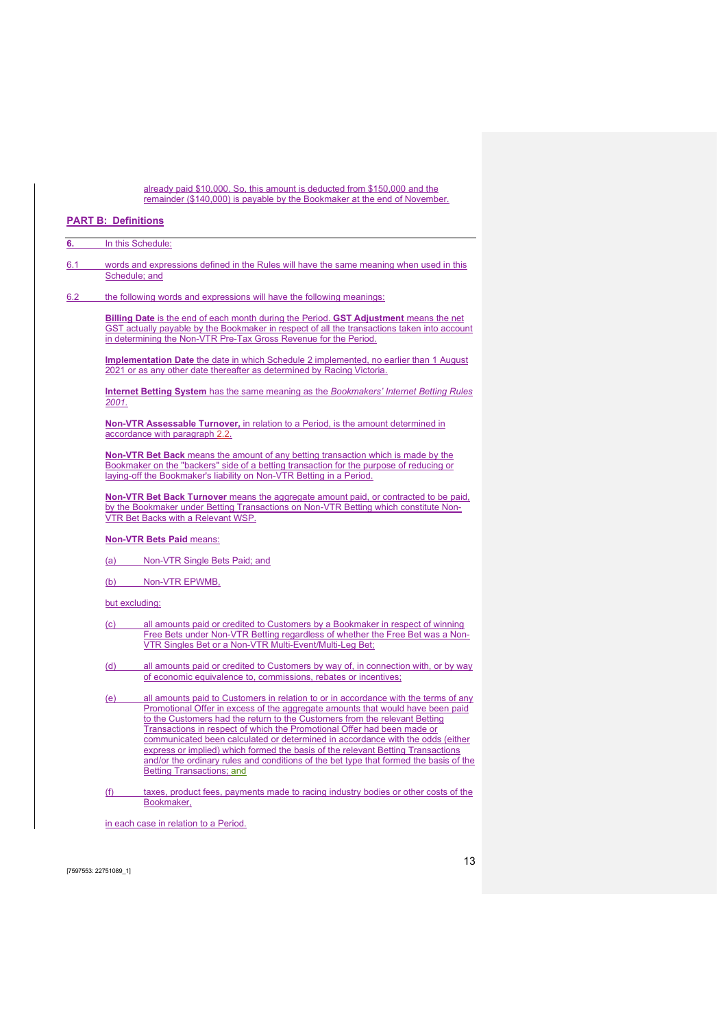already paid $10,000. So, this amount is deducted from $150,000 and the remainder ($140,000) is payable by the Bookmaker at the end of November.

## PART B: Definitions

**6.** In this Schedule:

6.1 words and expressions defined in the Rules will have the same meaning when used in this Schedule; and

6.2 the following words and expressions will have the following meanings:

**Billing Date** is the end of each month during the Period. **GST Adjustment** means the net GST actually payable by the Bookmaker in respect of all the transactions taken into account in determining the Non-VTR Pre-Tax Gross Revenue for the Period.

**Implementation Date** the date in which Schedule 2 implemented, no earlier than 1 August 2021 or as any other date thereafter as determined by Racing Victoria.

**Internet Betting System** has the same meaning as the *Bookmakers' Internet Betting Rules 2001.*

**Non-VTR Assessable Turnover,** in relation to a Period, is the amount determined in accordance with paragraph 2.2.

**Non-VTR Bet Back** means the amount of any betting transaction which is made by the Bookmaker on the "backers" side of a betting transaction for the purpose of reducing or laying-off the Bookmaker's liability on Non-VTR Betting in a Period.

**Non-VTR Bet Back Turnover** means the aggregate amount paid, or contracted to be paid, by the Bookmaker under Betting Transactions on Non-VTR Betting which constitute Non-VTR Bet Backs with a Relevant WSP.

**Non-VTR Bets Paid** means:

(a) Non-VTR Single Bets Paid; and

(b) Non-VTR EPWMB,

but excluding:

(c) all amounts paid or credited to Customers by a Bookmaker in respect of winning Free Bets under Non-VTR Betting regardless of whether the Free Bet was a Non-VTR Singles Bet or a Non-VTR Multi-Event/Multi-Leg Bet;

(d) all amounts paid or credited to Customers by way of, in connection with, or by way of economic equivalence to, commissions, rebates or incentives;

(e) all amounts paid to Customers in relation to or in accordance with the terms of any Promotional Offer in excess of the aggregate amounts that would have been paid to the Customers had the return to the Customers from the relevant Betting Transactions in respect of which the Promotional Offer had been made or communicated been calculated or determined in accordance with the odds (either express or implied) which formed the basis of the relevant Betting Transactions and/or the ordinary rules and conditions of the bet type that formed the basis of the Betting Transactions; and

(f) taxes, product fees, payments made to racing industry bodies or other costs of the Bookmaker,

in each case in relation to a Period.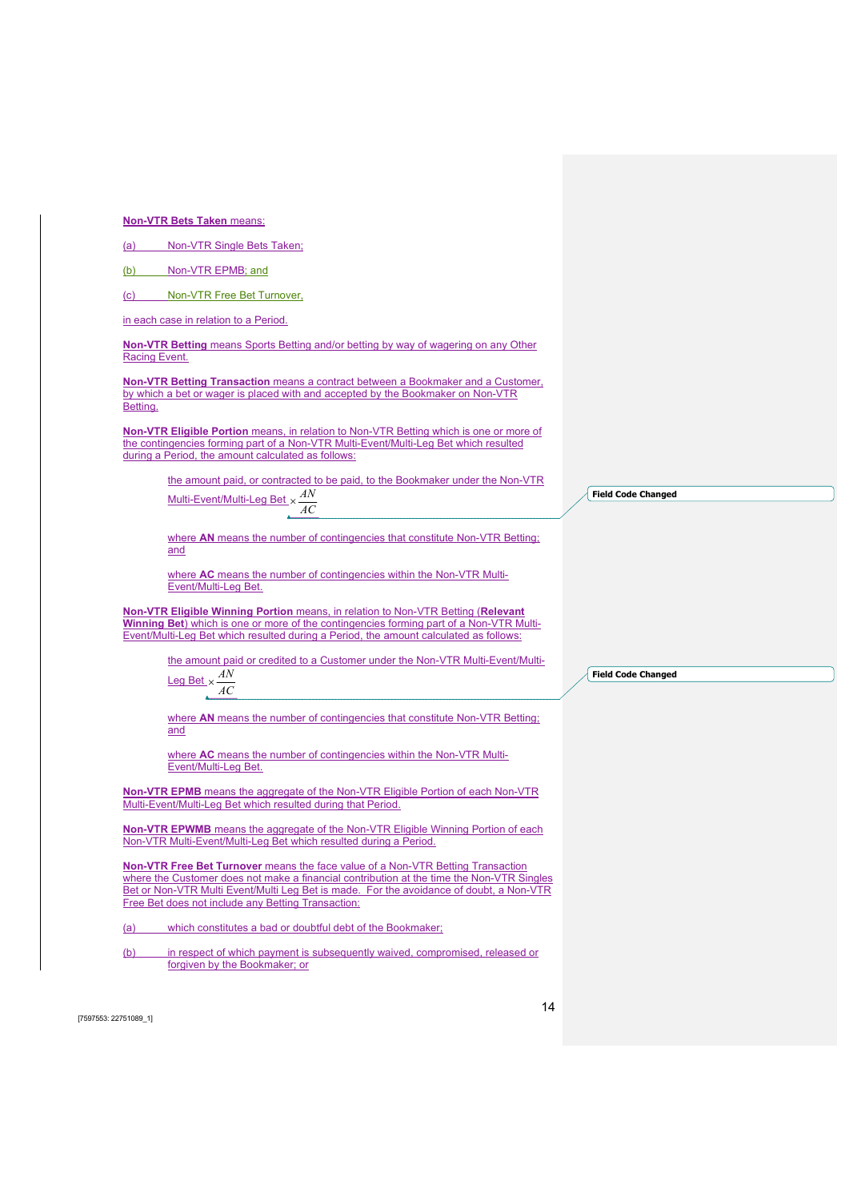**Non-VTR Bets Taken** means:

(a) Non-VTR Single Bets Taken;

(b) Non-VTR EPMB; and

(c) Non-VTR Free Bet Turnover,

in each case in relation to a Period.

**Non-VTR Betting** means Sports Betting and/or betting by way of wagering on any Other Racing Event.

**Non-VTR Betting Transaction** means a contract between a Bookmaker and a Customer, by which a bet or wager is placed with and accepted by the Bookmaker on Non-VTR Betting.

**Non-VTR Eligible Portion** means, in relation to Non-VTR Betting which is one or more of the contingencies forming part of a Non-VTR Multi-Event/Multi-Leg Bet which resulted during a Period, the amount calculated as follows:

$$\text{the amount paid, or contracted to be paid, to the Bookmaker under the Non-VTR Multi-Event/Multi-Leg Bet} \times \frac{AN}{AC}$$

where **AN** means the number of contingencies that constitute Non-VTR Betting; and

where **AC** means the number of contingencies within the Non-VTR Multi-Event/Multi-Leg Bet.

**Non-VTR Eligible Winning Portion** means, in relation to Non-VTR Betting (**Relevant Winning Bet**) which is one or more of the contingencies forming part of a Non-VTR Multi-Event/Multi-Leg Bet which resulted during a Period, the amount calculated as follows:

$$\text{the amount paid or credited to a Customer under the Non-VTR Multi-Event/Multi-Leg Bet} \times \frac{AN}{AC}$$

where **AN** means the number of contingencies that constitute Non-VTR Betting; and

where **AC** means the number of contingencies within the Non-VTR Multi-Event/Multi-Leg Bet.

**Non-VTR EPMB** means the aggregate of the Non-VTR Eligible Portion of each Non-VTR Multi-Event/Multi-Leg Bet which resulted during that Period.

**Non-VTR EPWMB** means the aggregate of the Non-VTR Eligible Winning Portion of each Non-VTR Multi-Event/Multi-Leg Bet which resulted during a Period.

**Non-VTR Free Bet Turnover** means the face value of a Non-VTR Betting Transaction where the Customer does not make a financial contribution at the time the Non-VTR Singles Bet or Non-VTR Multi Event/Multi Leg Bet is made. For the avoidance of doubt, a Non-VTR Free Bet does not include any Betting Transaction:

(a) which constitutes a bad or doubtful debt of the Bookmaker;

(b) in respect of which payment is subsequently waived, compromised, released or forgiven by the Bookmaker; or

[7597553: 22751089_1]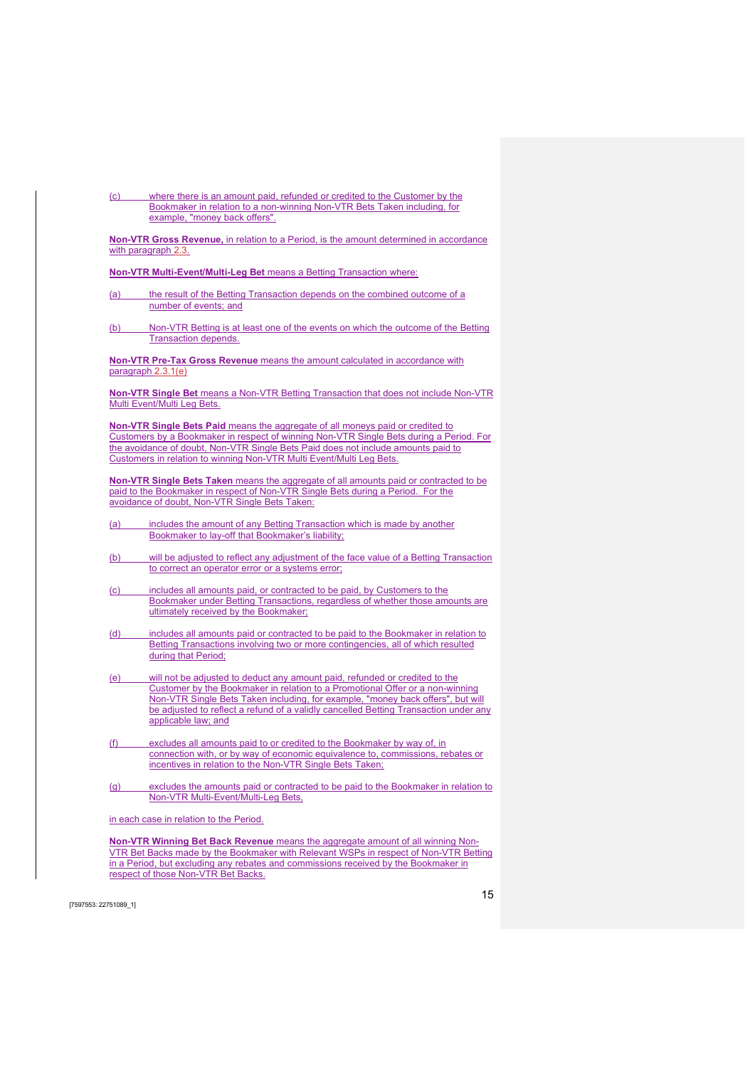(c) where there is an amount paid, refunded or credited to the Customer by the Bookmaker in relation to a non-winning Non-VTR Bets Taken including, for example, "money back offers".

**Non-VTR Gross Revenue,** in relation to a Period, is the amount determined in accordance with paragraph 2.3.

**Non-VTR Multi-Event/Multi-Leg Bet** means a Betting Transaction where:

(a) the result of the Betting Transaction depends on the combined outcome of a number of events; and

(b) Non-VTR Betting is at least one of the events on which the outcome of the Betting Transaction depends.

**Non-VTR Pre-Tax Gross Revenue** means the amount calculated in accordance with paragraph 2.3.1(e)

**Non-VTR Single Bet** means a Non-VTR Betting Transaction that does not include Non-VTR Multi Event/Multi Leg Bets.

**Non-VTR Single Bets Paid** means the aggregate of all moneys paid or credited to Customers by a Bookmaker in respect of winning Non-VTR Single Bets during a Period. For the avoidance of doubt, Non-VTR Single Bets Paid does not include amounts paid to Customers in relation to winning Non-VTR Multi Event/Multi Leg Bets.

**Non-VTR Single Bets Taken** means the aggregate of all amounts paid or contracted to be paid to the Bookmaker in respect of Non-VTR Single Bets during a Period. For the avoidance of doubt, Non-VTR Single Bets Taken:

(a) includes the amount of any Betting Transaction which is made by another Bookmaker to lay-off that Bookmaker's liability;

(b) will be adjusted to reflect any adjustment of the face value of a Betting Transaction to correct an operator error or a systems error;

(c) includes all amounts paid, or contracted to be paid, by Customers to the Bookmaker under Betting Transactions, regardless of whether those amounts are ultimately received by the Bookmaker;

(d) includes all amounts paid or contracted to be paid to the Bookmaker in relation to Betting Transactions involving two or more contingencies, all of which resulted during that Period;

(e) will not be adjusted to deduct any amount paid, refunded or credited to the Customer by the Bookmaker in relation to a Promotional Offer or a non-winning Non-VTR Single Bets Taken including, for example, "money back offers", but will be adjusted to reflect a refund of a validly cancelled Betting Transaction under any applicable law; and

(f) excludes all amounts paid to or credited to the Bookmaker by way of, in connection with, or by way of economic equivalence to, commissions, rebates or incentives in relation to the Non-VTR Single Bets Taken;

(g) excludes the amounts paid or contracted to be paid to the Bookmaker in relation to Non-VTR Multi-Event/Multi-Leg Bets,

in each case in relation to the Period.

**Non-VTR Winning Bet Back Revenue** means the aggregate amount of all winning Non-VTR Bet Backs made by the Bookmaker with Relevant WSPs in respect of Non-VTR Betting in a Period, but excluding any rebates and commissions received by the Bookmaker in respect of those Non-VTR Bet Backs.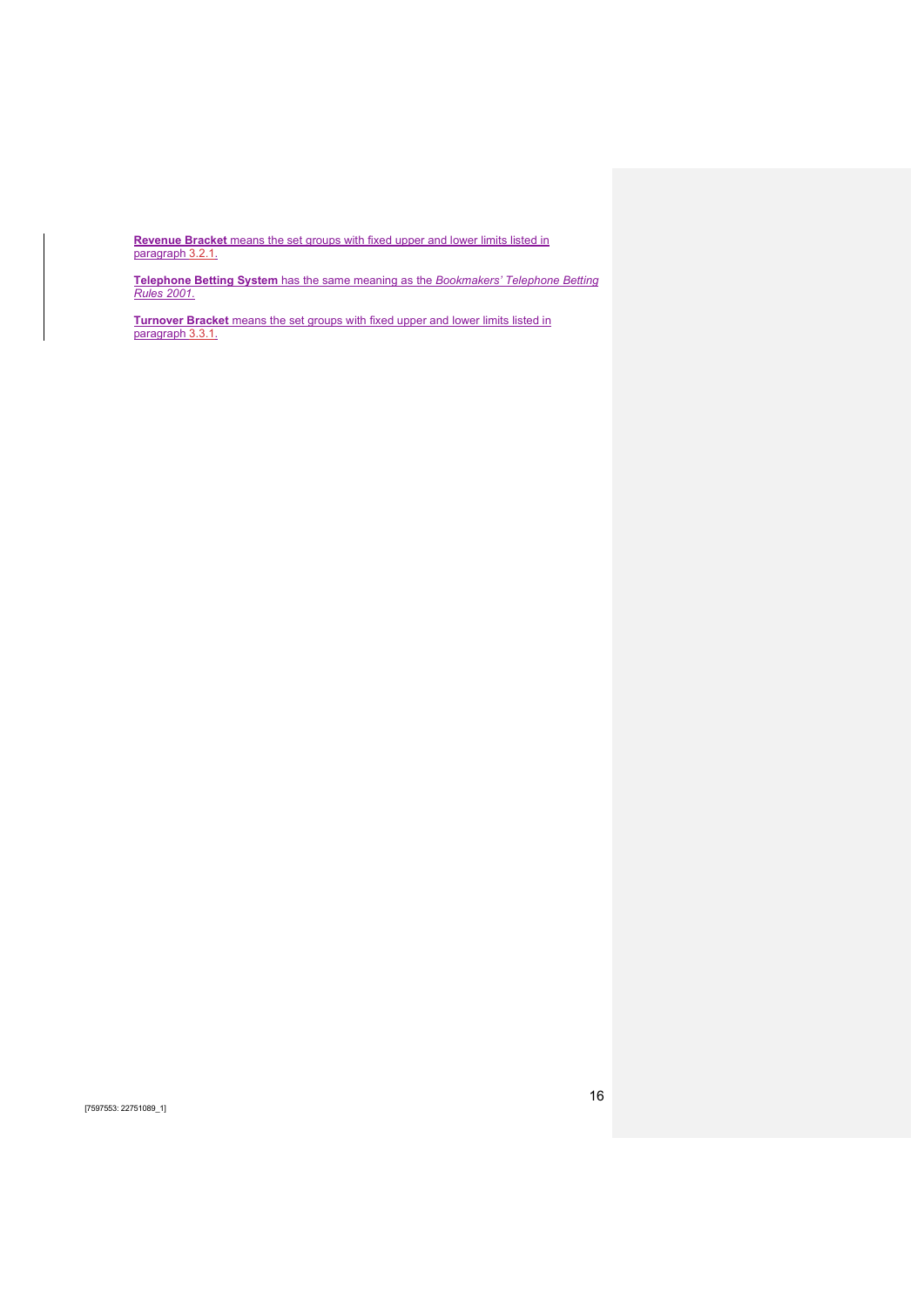**Revenue Bracket** means the set groups with fixed upper and lower limits listed in paragraph 3.2.1.

**Telephone Betting System** has the same meaning as the *Bookmakers' Telephone Betting Rules 2001.*

**Turnover Bracket** means the set groups with fixed upper and lower limits listed in paragraph 3.3.1.

[7597553: 22751089_1]